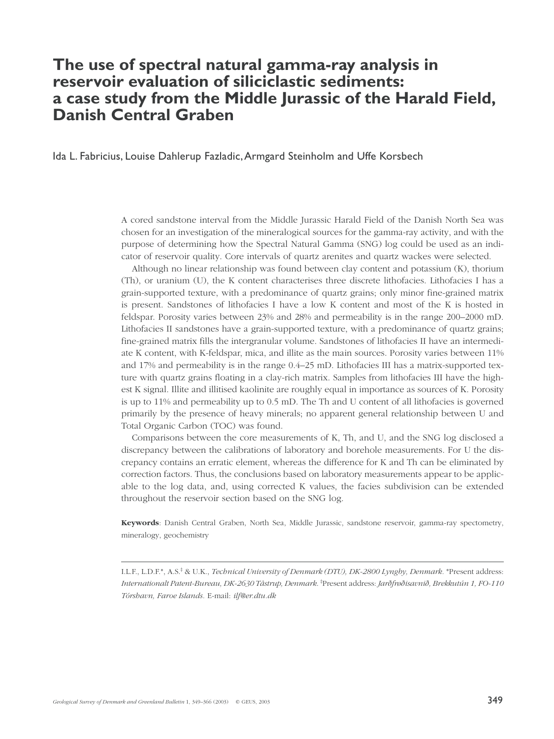# The use of spectral natural gamma-ray analysis in reservoir evaluation of siliciclastic sediments: a case study from the Middle Jurassic of the Harald Field, Danish Central Graben

Ida L. Fabricius, Louise Dahlerup Fazladic, Armgard Steinholm and Uffe Korsbech

A cored sandstone interval from the Middle Jurassic Harald Field of the Danish North Sea was chosen for an investigation of the mineralogical sources for the gamma-ray activity, and with the purpose of determining how the Spectral Natural Gamma (SNG) log could be used as an indicator of reservoir quality. Core intervals of quartz arenites and quartz wackes were selected.

Although no linear relationship was found between clay content and potassium (K), thorium (Th), or uranium (U), the K content characterises three discrete lithofacies. Lithofacies I has a grain-supported texture, with a predominance of quartz grains; only minor fine-grained matrix is present. Sandstones of lithofacies I have a low K content and most of the K is hosted in feldspar. Porosity varies between 23% and 28% and permeability is in the range 200–2000 mD. Lithofacies II sandstones have a grain-supported texture, with a predominance of quartz grains; fine-grained matrix fills the intergranular volume. Sandstones of lithofacies II have an intermediate K content, with K-feldspar, mica, and illite as the main sources. Porosity varies between 11% and 17% and permeability is in the range 0.4–25 mD. Lithofacies III has a matrix-supported texture with quartz grains floating in a clay-rich matrix. Samples from lithofacies III have the highest K signal. Illite and illitised kaolinite are roughly equal in importance as sources of K. Porosity is up to 11% and permeability up to 0.5 mD. The Th and U content of all lithofacies is governed primarily by the presence of heavy minerals; no apparent general relationship between U and Total Organic Carbon (TOC) was found.

Comparisons between the core measurements of K, Th, and U, and the SNG log disclosed a discrepancy between the calibrations of laboratory and borehole measurements. For U the discrepancy contains an erratic element, whereas the difference for K and Th can be eliminated by correction factors. Thus, the conclusions based on laboratory measurements appear to be applicable to the log data, and, using corrected K values, the facies subdivision can be extended throughout the reservoir section based on the SNG log.

**Keywords**: Danish Central Graben, North Sea, Middle Jurassic, sandstone reservoir, gamma-ray spectometry, mineralogy, geochemistry

---

I.L.F., L.D.F.*, A.S.‡ & U.K., *Technical University of Denmark (DTU), DK-2800 Lyngby, Denmark.* *Present address: *Internationalt Patent-Bureau, DK-2630 Tåstrup, Denmark.* ‡Present address: *Jarðfrøðisavnið, Brekkutún 1, FO-110 Tórshavn, Faroe Islands.* E-mail: *ilf@er.dtu.dk*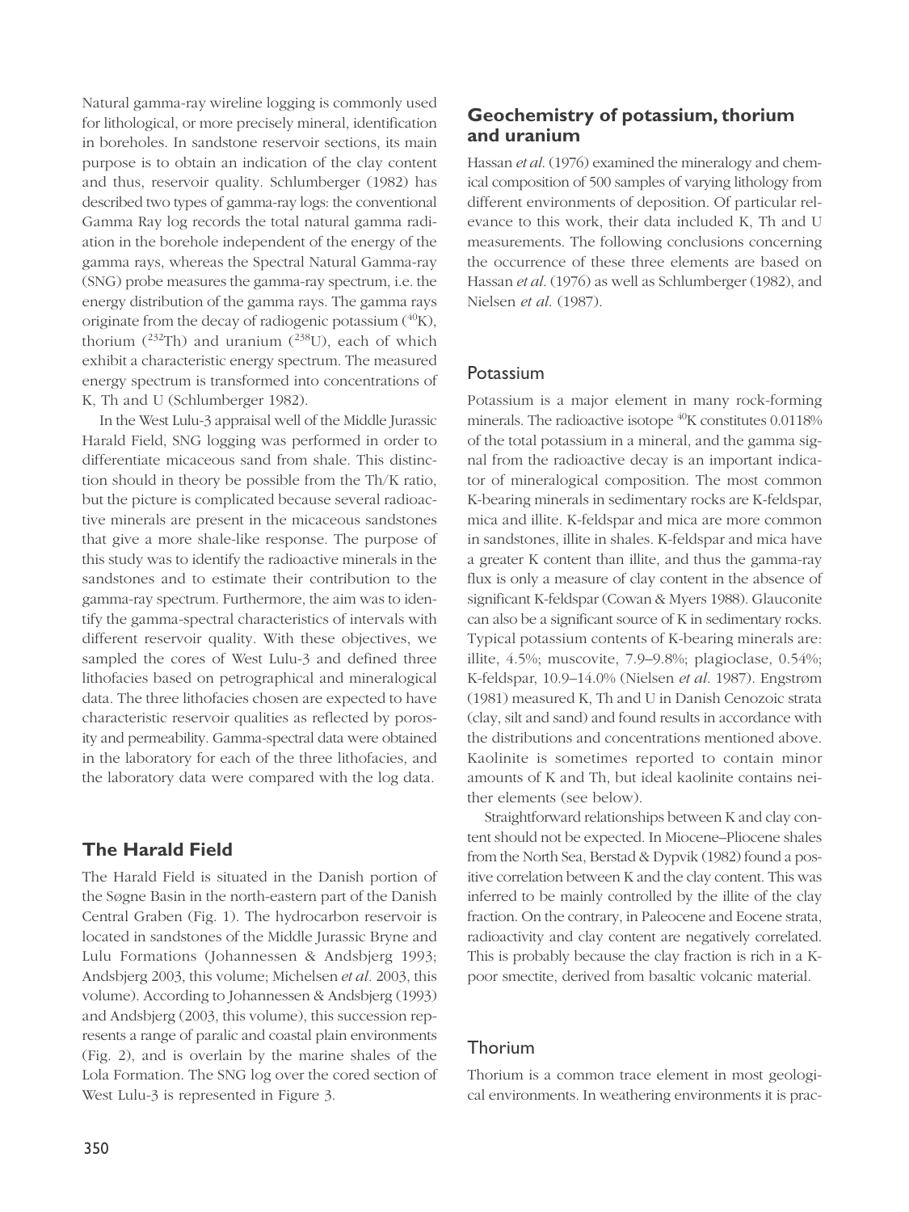Natural gamma-ray wireline logging is commonly used for lithological, or more precisely mineral, identification in boreholes. In sandstone reservoir sections, its main purpose is to obtain an indication of the clay content and thus, reservoir quality. Schlumberger (1982) has described two types of gamma-ray logs: the conventional Gamma Ray log records the total natural gamma radiation in the borehole independent of the energy of the gamma rays, whereas the Spectral Natural Gamma-ray (SNG) probe measures the gamma-ray spectrum, i.e. the energy distribution of the gamma rays. The gamma rays originate from the decay of radiogenic potassium ($^{40}K$), thorium ($^{232}Th$) and uranium ($^{238}U$), each of which exhibit a characteristic energy spectrum. The measured energy spectrum is transformed into concentrations of K, Th and U (Schlumberger 1982).

In the West Lulu-3 appraisal well of the Middle Jurassic Harald Field, SNG logging was performed in order to differentiate micaceous sand from shale. This distinction should in theory be possible from the Th/K ratio, but the picture is complicated because several radioactive minerals are present in the micaceous sandstones that give a more shale-like response. The purpose of this study was to identify the radioactive minerals in the sandstones and to estimate their contribution to the gamma-ray spectrum. Furthermore, the aim was to identify the gamma-spectral characteristics of intervals with different reservoir quality. With these objectives, we sampled the cores of West Lulu-3 and defined three lithofacies based on petrographical and mineralogical data. The three lithofacies chosen are expected to have characteristic reservoir qualities as reflected by porosity and permeability. Gamma-spectral data were obtained in the laboratory for each of the three lithofacies, and the laboratory data were compared with the log data.

## The Harald Field

The Harald Field is situated in the Danish portion of the Søgne Basin in the north-eastern part of the Danish Central Graben (Fig. 1). The hydrocarbon reservoir is located in sandstones of the Middle Jurassic Bryne and Lulu Formations (Johannessen & Andsbjerg 1993; Andsbjerg 2003, this volume; Michelsen *et al.* 2003, this volume). According to Johannessen & Andsbjerg (1993) and Andsbjerg (2003, this volume), this succession represents a range of paralic and coastal plain environments (Fig. 2), and is overlain by the marine shales of the Lola Formation. The SNG log over the cored section of West Lulu-3 is represented in Figure 3.

## Geochemistry of potassium, thorium and uranium

Hassan *et al.* (1976) examined the mineralogy and chemical composition of 500 samples of varying lithology from different environments of deposition. Of particular relevance to this work, their data included K, Th and U measurements. The following conclusions concerning the occurrence of these three elements are based on Hassan *et al.* (1976) as well as Schlumberger (1982), and Nielsen *et al.* (1987).

### Potassium

Potassium is a major element in many rock-forming minerals. The radioactive isotope $^{40}K$ constitutes 0.0118% of the total potassium in a mineral, and the gamma signal from the radioactive decay is an important indicator of mineralogical composition. The most common K-bearing minerals in sedimentary rocks are K-feldspar, mica and illite. K-feldspar and mica are more common in sandstones, illite in shales. K-feldspar and mica have a greater K content than illite, and thus the gamma-ray flux is only a measure of clay content in the absence of significant K-feldspar (Cowan & Myers 1988). Glauconite can also be a significant source of K in sedimentary rocks. Typical potassium contents of K-bearing minerals are: illite, 4.5%; muscovite, 7.9–9.8%; plagioclase, 0.54%; K-feldspar, 10.9–14.0% (Nielsen *et al.* 1987). Engstrøm (1981) measured K, Th and U in Danish Cenozoic strata (clay, silt and sand) and found results in accordance with the distributions and concentrations mentioned above. Kaolinite is sometimes reported to contain minor amounts of K and Th, but ideal kaolinite contains neither elements (see below).

Straightforward relationships between K and clay content should not be expected. In Miocene–Pliocene shales from the North Sea, Berstad & Dypvik (1982) found a positive correlation between K and the clay content. This was inferred to be mainly controlled by the illite of the clay fraction. On the contrary, in Paleocene and Eocene strata, radioactivity and clay content are negatively correlated. This is probably because the clay fraction is rich in a K-poor smectite, derived from basaltic volcanic material.

### Thorium

Thorium is a common trace element in most geological environments. In weathering environments it is prac-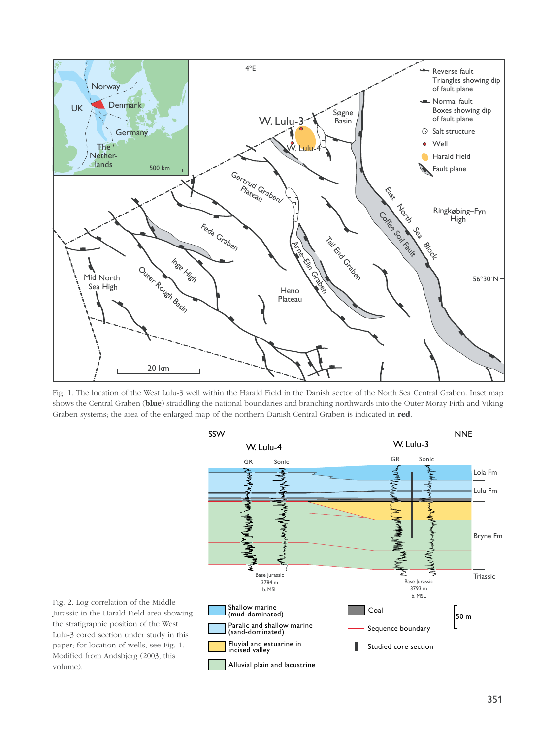Fig. 1. The location of the West Lulu-3 well within the Harald Field in the Danish sector of the North Sea Central Graben. Inset map shows the Central Graben (**blue**) straddling the national boundaries and branching northwards into the Outer Moray Firth and Viking Graben systems; the area of the enlarged map of the northern Danish Central Graben is indicated in **red**.

Fig. 2. Log correlation of the Middle Jurassic in the Harald Field area showing the stratigraphic position of the West Lulu-3 cored section under study in this paper; for location of wells, see Fig. 1. Modified from Andsbjerg (2003, this volume).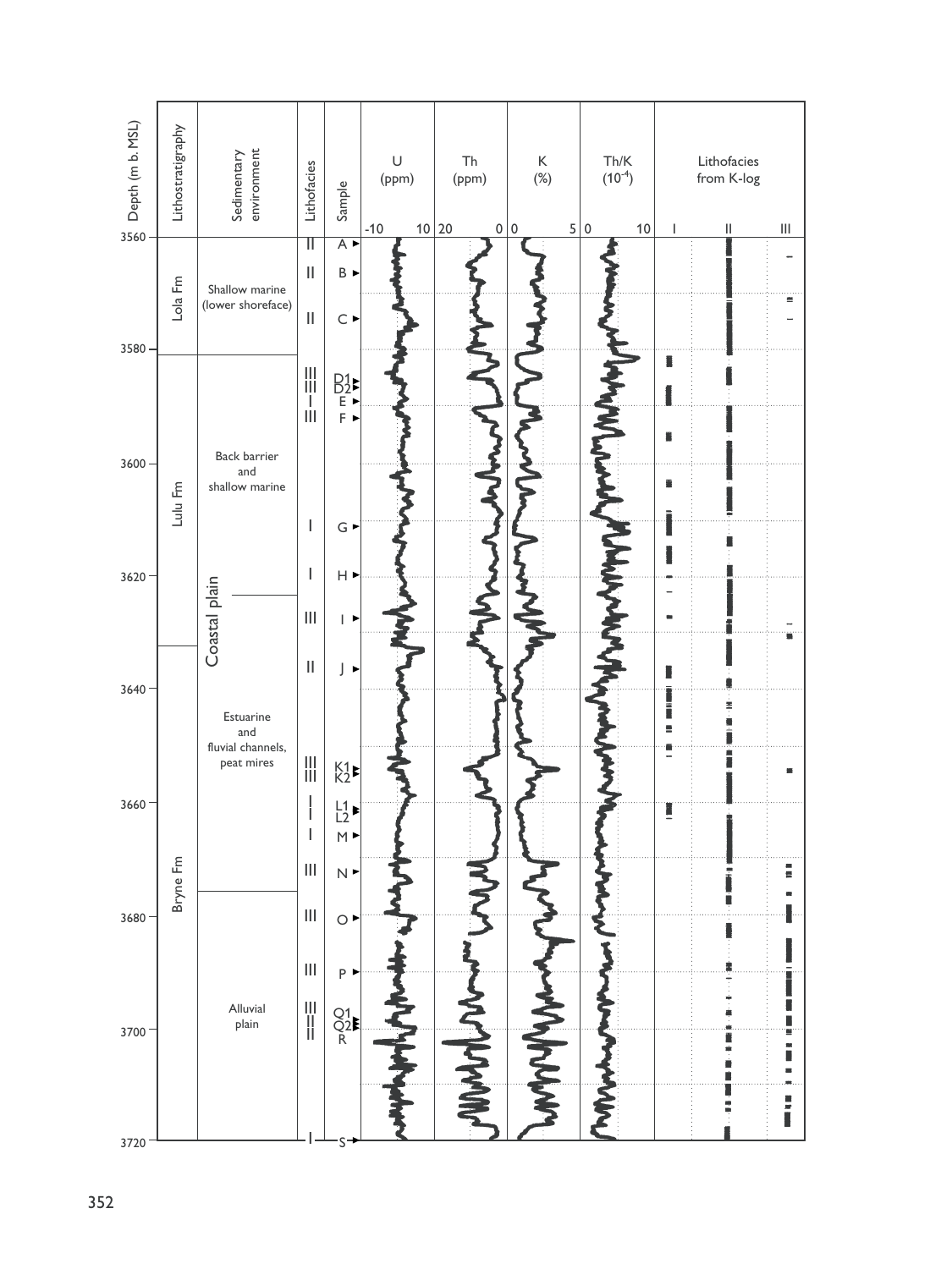| Depth (m b. MSL) | Lithostratigraphy | Sedimentary environment | Lithofacies | Sample |
|---|---|---|---|---|
| 3560 | Lola Fm | Shallow marine (lower shoreface) | II | A |
| | | | II | B |
| | | | II | C |
| 3580 | Lulu Fm | Back barrier and shallow marine | III | D1 |
| | | | III | D2 |
| | | | I | E |
| | | | III | F |
| 3600 | | | I | G |
| 3620 | | | I | H |
| | | Coastal plain: Estuarine and fluvial channels, peat mires | III | I |
| | Bryne Fm | | II | J |
| 3640 | | | III | K1 |
| | | | III | K2 |
| 3660 | | | I | L1 |
| | | | I | L2 |
| | | | I | M |
| | | | III | N |
| 3680 | | Coastal plain: Alluvial plain | III | O |
| | | | III | P |
| | | | III | Q1 |
| 3700 | | | II | Q2 |
| | | | II | R |
| 3720 | | | I | S |

Log columns: U (ppm), -10 to 10; Th (ppm), 20 to 0; K (%), 0 to 5; Th/K ($10^{-4}$), 0 to 10; Lithofacies from K-log: I, II, III.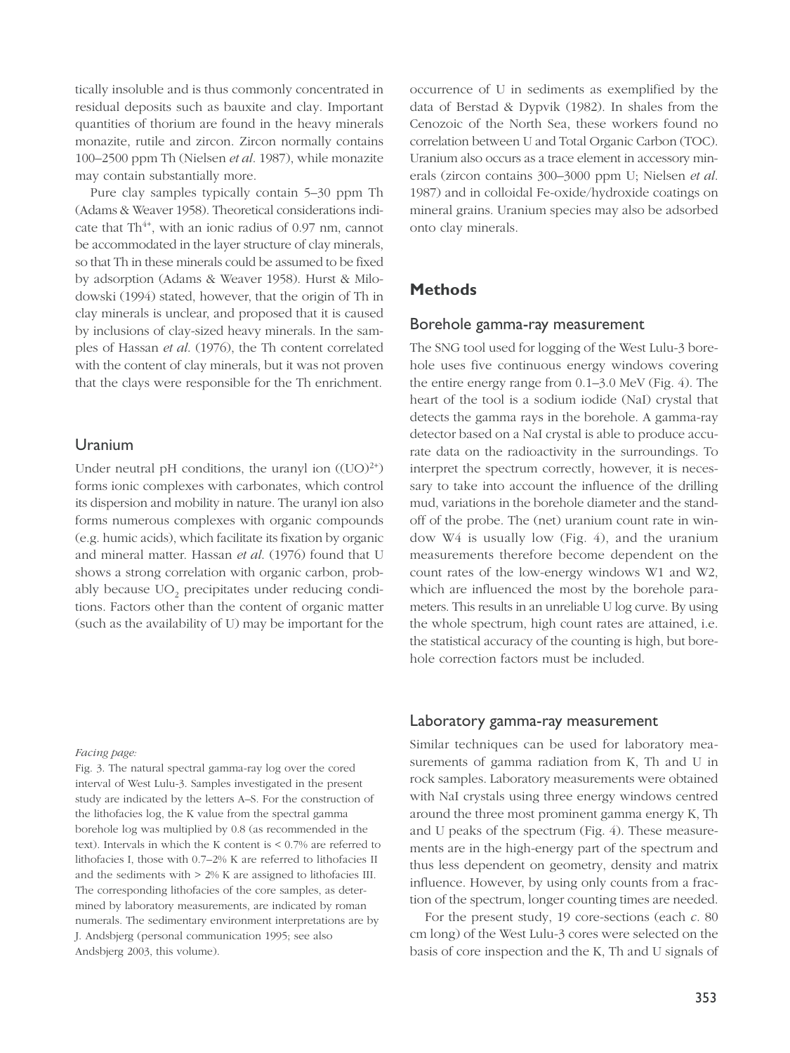tically insoluble and is thus commonly concentrated in residual deposits such as bauxite and clay. Important quantities of thorium are found in the heavy minerals monazite, rutile and zircon. Zircon normally contains 100–2500 ppm Th (Nielsen *et al.* 1987), while monazite may contain substantially more.

Pure clay samples typically contain 5–30 ppm Th (Adams & Weaver 1958). Theoretical considerations indicate that $Th^{4+}$, with an ionic radius of 0.97 nm, cannot be accommodated in the layer structure of clay minerals, so that Th in these minerals could be assumed to be fixed by adsorption (Adams & Weaver 1958). Hurst & Milodowski (1994) stated, however, that the origin of Th in clay minerals is unclear, and proposed that it is caused by inclusions of clay-sized heavy minerals. In the samples of Hassan *et al.* (1976), the Th content correlated with the content of clay minerals, but it was not proven that the clays were responsible for the Th enrichment.

### Uranium

Under neutral pH conditions, the uranyl ion ($(UO)^{2+}$) forms ionic complexes with carbonates, which control its dispersion and mobility in nature. The uranyl ion also forms numerous complexes with organic compounds (e.g. humic acids), which facilitate its fixation by organic and mineral matter. Hassan *et al.* (1976) found that U shows a strong correlation with organic carbon, probably because $UO_2$ precipitates under reducing conditions. Factors other than the content of organic matter (such as the availability of U) may be important for the occurrence of U in sediments as exemplified by the data of Berstad & Dypvik (1982). In shales from the Cenozoic of the North Sea, these workers found no correlation between U and Total Organic Carbon (TOC). Uranium also occurs as a trace element in accessory minerals (zircon contains 300–3000 ppm U; Nielsen *et al.* 1987) and in colloidal Fe-oxide/hydroxide coatings on mineral grains. Uranium species may also be adsorbed onto clay minerals.

## Methods

### Borehole gamma-ray measurement

The SNG tool used for logging of the West Lulu-3 borehole uses five continuous energy windows covering the entire energy range from 0.1–3.0 MeV (Fig. 4). The heart of the tool is a sodium iodide (NaI) crystal that detects the gamma rays in the borehole. A gamma-ray detector based on a NaI crystal is able to produce accurate data on the radioactivity in the surroundings. To interpret the spectrum correctly, however, it is necessary to take into account the influence of the drilling mud, variations in the borehole diameter and the standoff of the probe. The (net) uranium count rate in window W4 is usually low (Fig. 4), and the uranium measurements therefore become dependent on the count rates of the low-energy windows W1 and W2, which are influenced the most by the borehole parameters. This results in an unreliable U log curve. By using the whole spectrum, high count rates are attained, i.e. the statistical accuracy of the counting is high, but borehole correction factors must be included.

### Laboratory gamma-ray measurement

Similar techniques can be used for laboratory measurements of gamma radiation from K, Th and U in rock samples. Laboratory measurements were obtained with NaI crystals using three energy windows centred around the three most prominent gamma energy K, Th and U peaks of the spectrum (Fig. 4). These measurements are in the high-energy part of the spectrum and thus less dependent on geometry, density and matrix influence. However, by using only counts from a fraction of the spectrum, longer counting times are needed.

For the present study, 19 core-sections (each *c.* 80 cm long) of the West Lulu-3 cores were selected on the basis of core inspection and the K, Th and U signals of

*Facing page:*

Fig. 3. The natural spectral gamma-ray log over the cored interval of West Lulu-3. Samples investigated in the present study are indicated by the letters A–S. For the construction of the lithofacies log, the K value from the spectral gamma borehole log was multiplied by 0.8 (as recommended in the text). Intervals in which the K content is < 0.7% are referred to lithofacies I, those with 0.7–2% K are referred to lithofacies II and the sediments with > 2% K are assigned to lithofacies III. The corresponding lithofacies of the core samples, as determined by laboratory measurements, are indicated by roman numerals. The sedimentary environment interpretations are by J. Andsbjerg (personal communication 1995; see also Andsbjerg 2003, this volume).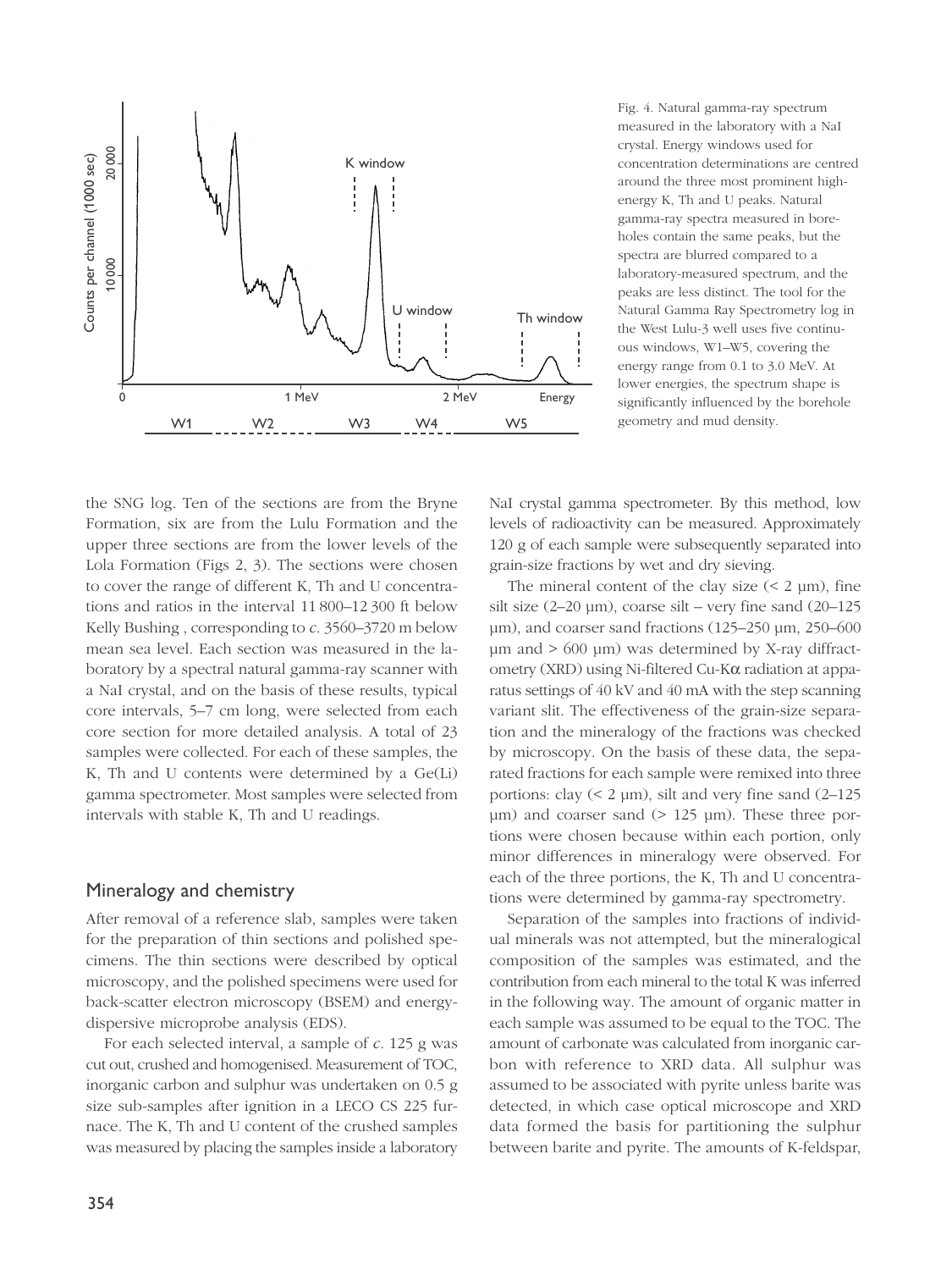Fig. 4. Natural gamma-ray spectrum measured in the laboratory with a NaI crystal. Energy windows used for concentration determinations are centred around the three most prominent high-energy K, Th and U peaks. Natural gamma-ray spectra measured in boreholes contain the same peaks, but the spectra are blurred compared to a laboratory-measured spectrum, and the peaks are less distinct. The tool for the Natural Gamma Ray Spectrometry log in the West Lulu-3 well uses five continuous windows, W1–W5, covering the energy range from 0.1 to 3.0 MeV. At lower energies, the spectrum shape is significantly influenced by the borehole geometry and mud density.

the SNG log. Ten of the sections are from the Bryne Formation, six are from the Lulu Formation and the upper three sections are from the lower levels of the Lola Formation (Figs 2, 3). The sections were chosen to cover the range of different K, Th and U concentrations and ratios in the interval 11 800–12 300 ft below Kelly Bushing , corresponding to *c.* 3560–3720 m below mean sea level. Each section was measured in the laboratory by a spectral natural gamma-ray scanner with a NaI crystal, and on the basis of these results, typical core intervals, 5–7 cm long, were selected from each core section for more detailed analysis. A total of 23 samples were collected. For each of these samples, the K, Th and U contents were determined by a Ge(Li) gamma spectrometer. Most samples were selected from intervals with stable K, Th and U readings.

## Mineralogy and chemistry

After removal of a reference slab, samples were taken for the preparation of thin sections and polished specimens. The thin sections were described by optical microscopy, and the polished specimens were used for back-scatter electron microscopy (BSEM) and energy-dispersive microprobe analysis (EDS).

For each selected interval, a sample of *c.* 125 g was cut out, crushed and homogenised. Measurement of TOC, inorganic carbon and sulphur was undertaken on 0.5 g size sub-samples after ignition in a LECO CS 225 furnace. The K, Th and U content of the crushed samples was measured by placing the samples inside a laboratory NaI crystal gamma spectrometer. By this method, low levels of radioactivity can be measured. Approximately 120 g of each sample were subsequently separated into grain-size fractions by wet and dry sieving.

The mineral content of the clay size (< 2 µm), fine silt size (2–20 µm), coarse silt – very fine sand (20–125 µm), and coarser sand fractions (125–250 µm, 250–600 µm and > 600 µm) was determined by X-ray diffractometry (XRD) using Ni-filtered Cu-K$\alpha$ radiation at apparatus settings of 40 kV and 40 mA with the step scanning variant slit. The effectiveness of the grain-size separation and the mineralogy of the fractions was checked by microscopy. On the basis of these data, the separated fractions for each sample were remixed into three portions: clay (< 2 µm), silt and very fine sand (2–125 µm) and coarser sand (> 125 µm). These three portions were chosen because within each portion, only minor differences in mineralogy were observed. For each of the three portions, the K, Th and U concentrations were determined by gamma-ray spectrometry.

Separation of the samples into fractions of individual minerals was not attempted, but the mineralogical composition of the samples was estimated, and the contribution from each mineral to the total K was inferred in the following way. The amount of organic matter in each sample was assumed to be equal to the TOC. The amount of carbonate was calculated from inorganic carbon with reference to XRD data. All sulphur was assumed to be associated with pyrite unless barite was detected, in which case optical microscope and XRD data formed the basis for partitioning the sulphur between barite and pyrite. The amounts of K-feldspar,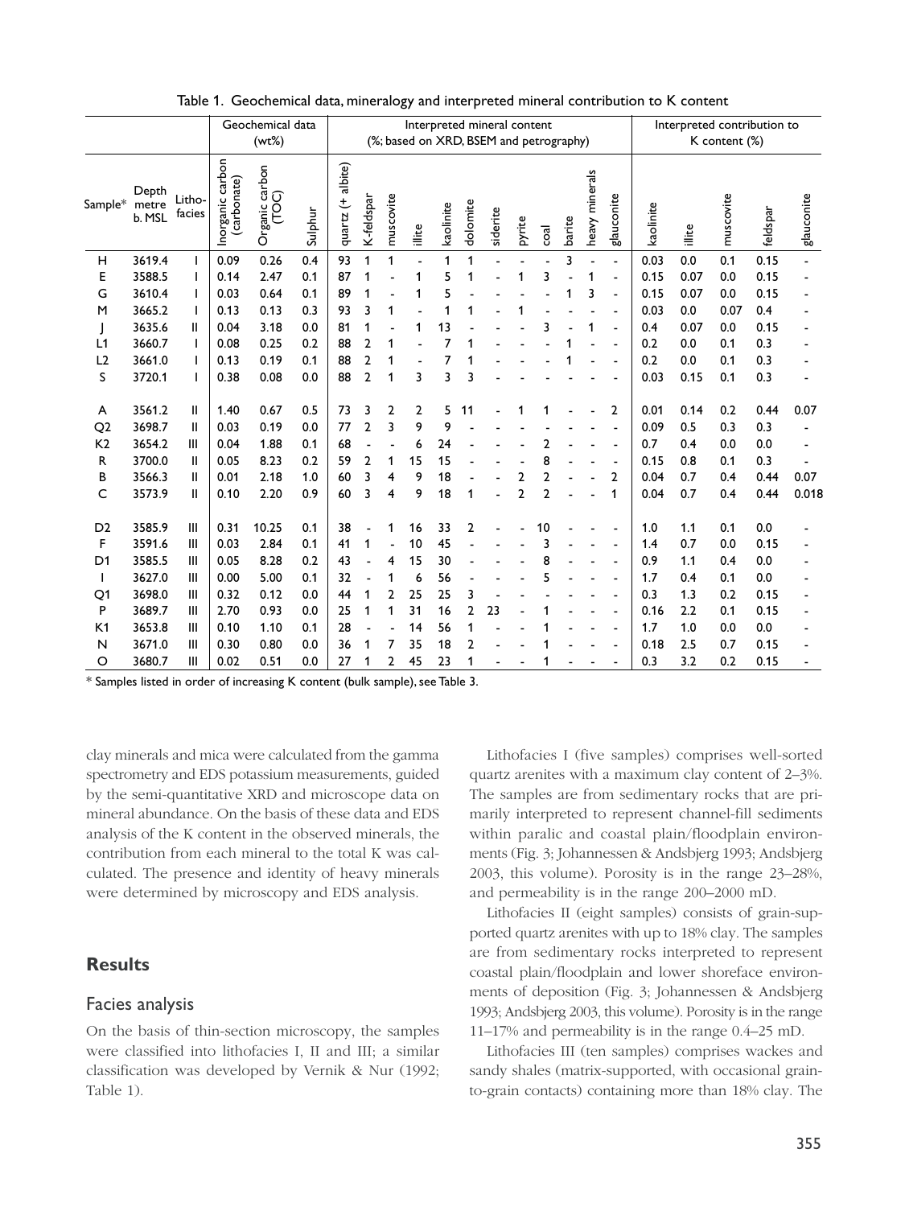Table 1. Geochemical data, mineralogy and interpreted mineral contribution to K content

| | | | Geochemical data (wt%) | | | Interpreted mineral content (%; based on XRD, BSEM and petrography) | | | | | | | | | | | | | Interpreted contribution to K content (%) | | | | |
|---|---|---|---|---|---|---|---|---|---|---|---|---|---|---|---|---|---|---|---|---|---|---|---|
| Sample* | Depth metre b. MSL | Litho-facies | Inorganic carbon (carbonate) | Organic carbon (TOC) | Sulphur | quartz (+ albite) | K-feldspar | muscovite | illite | kaolinite | dolomite | siderite | pyrite | coal | barite | heavy minerals | glauconite | kaolinite | illite | muscovite | feldspar | glauconite |
| H | 3619.4 | I | 0.09 | 0.26 | 0.4 | 93 | 1 | 1 | - | 1 | 1 | - | - | - | 3 | - | - | 0.03 | 0.0 | 0.1 | 0.15 | - |
| E | 3588.5 | I | 0.14 | 2.47 | 0.1 | 87 | 1 | - | 1 | 5 | 1 | - | 1 | 3 | - | 1 | - | 0.15 | 0.07 | 0.0 | 0.15 | - |
| G | 3610.4 | I | 0.03 | 0.64 | 0.1 | 89 | 1 | - | 1 | 5 | - | - | - | - | 1 | 3 | - | 0.15 | 0.07 | 0.0 | 0.15 | - |
| M | 3665.2 | I | 0.13 | 0.13 | 0.3 | 93 | 3 | 1 | - | 1 | 1 | - | 1 | - | - | - | - | 0.03 | 0.0 | 0.07 | 0.4 | - |
| J | 3635.6 | II | 0.04 | 3.18 | 0.0 | 81 | 1 | - | 1 | 13 | - | - | - | 3 | - | 1 | - | 0.4 | 0.07 | 0.0 | 0.15 | - |
| L1 | 3660.7 | I | 0.08 | 0.25 | 0.2 | 88 | 2 | 1 | - | 7 | 1 | - | - | - | 1 | - | - | 0.2 | 0.0 | 0.1 | 0.3 | - |
| L2 | 3661.0 | I | 0.13 | 0.19 | 0.1 | 88 | 2 | 1 | - | 7 | 1 | - | - | - | 1 | - | - | 0.2 | 0.0 | 0.1 | 0.3 | - |
| S | 3720.1 | I | 0.38 | 0.08 | 0.0 | 88 | 2 | 1 | 3 | 3 | 3 | - | - | - | - | - | - | 0.03 | 0.15 | 0.1 | 0.3 | - |
| A | 3561.2 | II | 1.40 | 0.67 | 0.5 | 73 | 3 | 2 | 2 | 5 | 11 | - | 1 | 1 | - | - | 2 | 0.01 | 0.14 | 0.2 | 0.44 | 0.07 |
| Q2 | 3698.7 | II | 0.03 | 0.19 | 0.0 | 77 | 2 | 3 | 9 | 9 | - | - | - | - | - | - | - | 0.09 | 0.5 | 0.3 | 0.3 | - |
| K2 | 3654.2 | III | 0.04 | 1.88 | 0.1 | 68 | - | - | 6 | 24 | - | - | - | 2 | - | - | - | 0.7 | 0.4 | 0.0 | 0.0 | - |
| R | 3700.0 | II | 0.05 | 8.23 | 0.2 | 59 | 2 | 1 | 15 | 15 | - | - | - | 8 | - | - | - | 0.15 | 0.8 | 0.1 | 0.3 | - |
| B | 3566.3 | II | 0.01 | 2.18 | 1.0 | 60 | 3 | 4 | 9 | 18 | - | - | 2 | 2 | - | - | 2 | 0.04 | 0.7 | 0.4 | 0.44 | 0.07 |
| C | 3573.9 | II | 0.10 | 2.20 | 0.9 | 60 | 3 | 4 | 9 | 18 | 1 | - | 2 | 2 | - | - | 1 | 0.04 | 0.7 | 0.4 | 0.44 | 0.018 |
| D2 | 3585.9 | III | 0.31 | 10.25 | 0.1 | 38 | - | 1 | 16 | 33 | 2 | - | - | 10 | - | - | - | 1.0 | 1.1 | 0.1 | 0.0 | - |
| F | 3591.6 | III | 0.03 | 2.84 | 0.1 | 41 | 1 | - | 10 | 45 | - | - | - | 3 | - | - | - | 1.4 | 0.7 | 0.0 | 0.15 | - |
| D1 | 3585.5 | III | 0.05 | 8.28 | 0.2 | 43 | - | 4 | 15 | 30 | - | - | - | 8 | - | - | - | 0.9 | 1.1 | 0.4 | 0.0 | - |
| I | 3627.0 | III | 0.00 | 5.00 | 0.1 | 32 | - | 1 | 6 | 56 | - | - | - | 5 | - | - | - | 1.7 | 0.4 | 0.1 | 0.0 | - |
| Q1 | 3698.0 | III | 0.32 | 0.12 | 0.0 | 44 | 1 | 2 | 25 | 25 | 3 | - | - | - | - | - | - | 0.3 | 1.3 | 0.2 | 0.15 | - |
| P | 3689.7 | III | 2.70 | 0.93 | 0.0 | 25 | 1 | 1 | 31 | 16 | 2 | 23 | - | 1 | - | - | - | 0.16 | 2.2 | 0.1 | 0.15 | - |
| K1 | 3653.8 | III | 0.10 | 1.10 | 0.1 | 28 | - | - | 14 | 56 | 1 | - | - | 1 | - | - | - | 1.7 | 1.0 | 0.0 | 0.0 | - |
| N | 3671.0 | III | 0.30 | 0.80 | 0.0 | 36 | 1 | 7 | 35 | 18 | 2 | - | - | 1 | - | - | - | 0.18 | 2.5 | 0.7 | 0.15 | - |
| O | 3680.7 | III | 0.02 | 0.51 | 0.0 | 27 | 1 | 2 | 45 | 23 | 1 | - | - | 1 | - | - | - | 0.3 | 3.2 | 0.2 | 0.15 | - |

\* Samples listed in order of increasing K content (bulk sample), see Table 3.

clay minerals and mica were calculated from the gamma spectrometry and EDS potassium measurements, guided by the semi-quantitative XRD and microscope data on mineral abundance. On the basis of these data and EDS analysis of the K content in the observed minerals, the contribution from each mineral to the total K was calculated. The presence and identity of heavy minerals were determined by microscopy and EDS analysis.

## Results

### Facies analysis

On the basis of thin-section microscopy, the samples were classified into lithofacies I, II and III; a similar classification was developed by Vernik & Nur (1992; Table 1).

Lithofacies I (five samples) comprises well-sorted quartz arenites with a maximum clay content of 2–3%. The samples are from sedimentary rocks that are primarily interpreted to represent channel-fill sediments within paralic and coastal plain/floodplain environments (Fig. 3; Johannessen & Andsbjerg 1993; Andsbjerg 2003, this volume). Porosity is in the range 23–28%, and permeability is in the range 200–2000 mD.

Lithofacies II (eight samples) consists of grain-supported quartz arenites with up to 18% clay. The samples are from sedimentary rocks interpreted to represent coastal plain/floodplain and lower shoreface environments of deposition (Fig. 3; Johannessen & Andsbjerg 1993; Andsbjerg 2003, this volume). Porosity is in the range 11–17% and permeability is in the range 0.4–25 mD.

Lithofacies III (ten samples) comprises wackes and sandy shales (matrix-supported, with occasional grain-to-grain contacts) containing more than 18% clay. The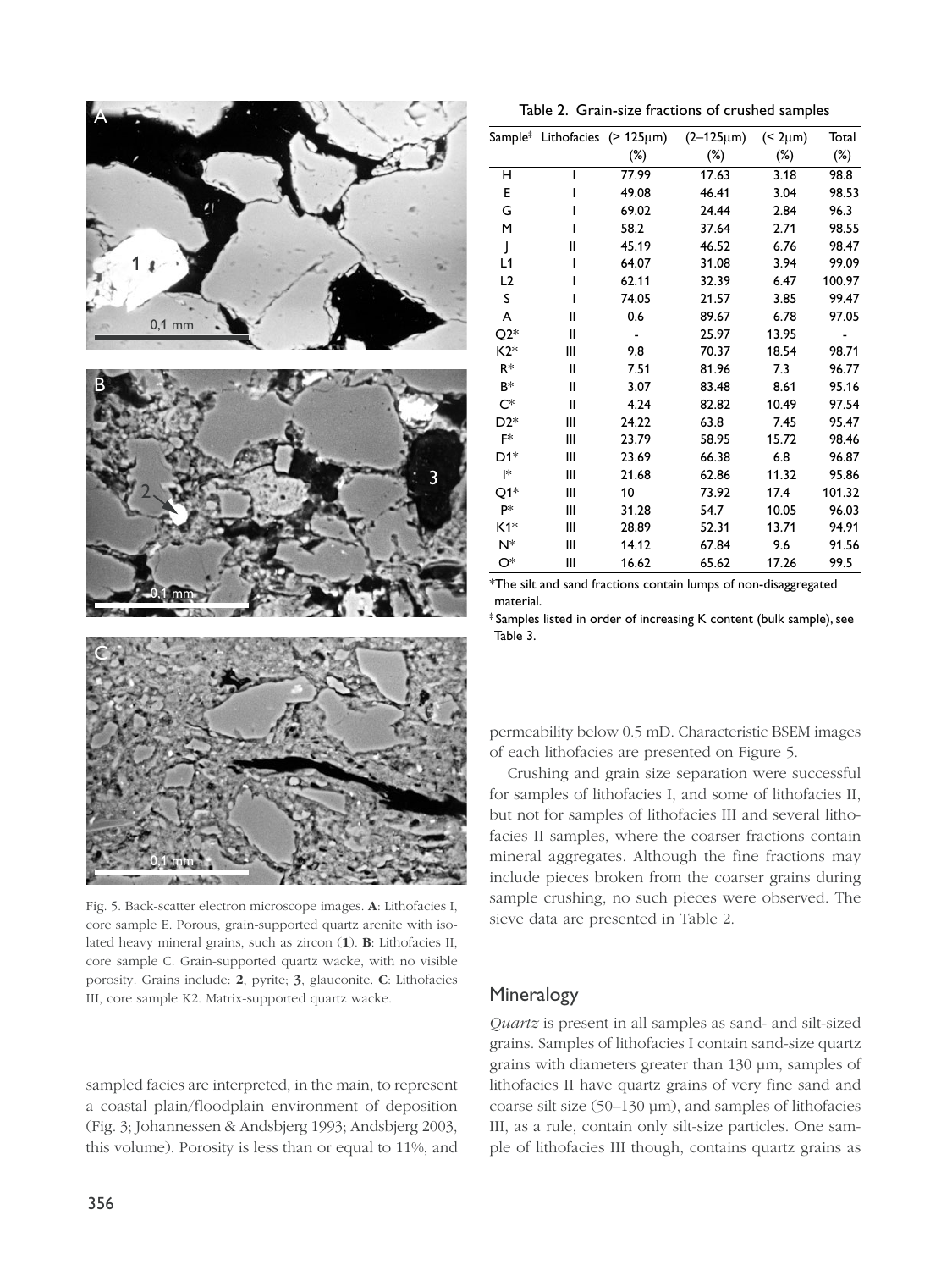Fig. 5. Back-scatter electron microscope images. **A**: Lithofacies I, core sample E. Porous, grain-supported quartz arenite with isolated heavy mineral grains, such as zircon (**1**). **B**: Lithofacies II, core sample C. Grain-supported quartz wacke, with no visible porosity. Grains include: **2**, pyrite; **3**, glauconite. **C**: Lithofacies III, core sample K2. Matrix-supported quartz wacke.

sampled facies are interpreted, in the main, to represent a coastal plain/floodplain environment of deposition (Fig. 3; Johannessen & Andsbjerg 1993; Andsbjerg 2003, this volume). Porosity is less than or equal to 11%, and permeability below 0.5 mD. Characteristic BSEM images of each lithofacies are presented on Figure 5.

Crushing and grain size separation were successful for samples of lithofacies I, and some of lithofacies II, but not for samples of lithofacies III and several lithofacies II samples, where the coarser fractions contain mineral aggregates. Although the fine fractions may include pieces broken from the coarser grains during sample crushing, no such pieces were observed. The sieve data are presented in Table 2.

Table 2. Grain-size fractions of crushed samples

| Sample‡ | Lithofacies | (> 125μm) (%) | (2–125μm) (%) | (< 2μm) (%) | Total (%) |
|---|---|---|---|---|---|
| H | I | 77.99 | 17.63 | 3.18 | 98.8 |
| E | I | 49.08 | 46.41 | 3.04 | 98.53 |
| G | I | 69.02 | 24.44 | 2.84 | 96.3 |
| M | I | 58.2 | 37.64 | 2.71 | 98.55 |
| J | II | 45.19 | 46.52 | 6.76 | 98.47 |
| L1 | I | 64.07 | 31.08 | 3.94 | 99.09 |
| L2 | I | 62.11 | 32.39 | 6.47 | 100.97 |
| S | I | 74.05 | 21.57 | 3.85 | 99.47 |
| A | II | 0.6 | 89.67 | 6.78 | 97.05 |
| Q2* | II | - | 25.97 | 13.95 | - |
| K2* | III | 9.8 | 70.37 | 18.54 | 98.71 |
| R* | II | 7.51 | 81.96 | 7.3 | 96.77 |
| B* | II | 3.07 | 83.48 | 8.61 | 95.16 |
| C* | II | 4.24 | 82.82 | 10.49 | 97.54 |
| D2* | III | 24.22 | 63.8 | 7.45 | 95.47 |
| F* | III | 23.79 | 58.95 | 15.72 | 98.46 |
| D1* | III | 23.69 | 66.38 | 6.8 | 96.87 |
| I* | III | 21.68 | 62.86 | 11.32 | 95.86 |
| Q1* | III | 10 | 73.92 | 17.4 | 101.32 |
| P* | III | 31.28 | 54.7 | 10.05 | 96.03 |
| K1* | III | 28.89 | 52.31 | 13.71 | 94.91 |
| N* | III | 14.12 | 67.84 | 9.6 | 91.56 |
| O* | III | 16.62 | 65.62 | 17.26 | 99.5 |

*The silt and sand fractions contain lumps of non-disaggregated material.

‡ Samples listed in order of increasing K content (bulk sample), see Table 3.

## Mineralogy

*Quartz* is present in all samples as sand- and silt-sized grains. Samples of lithofacies I contain sand-size quartz grains with diameters greater than 130 µm, samples of lithofacies II have quartz grains of very fine sand and coarse silt size (50–130 µm), and samples of lithofacies III, as a rule, contain only silt-size particles. One sample of lithofacies III though, contains quartz grains as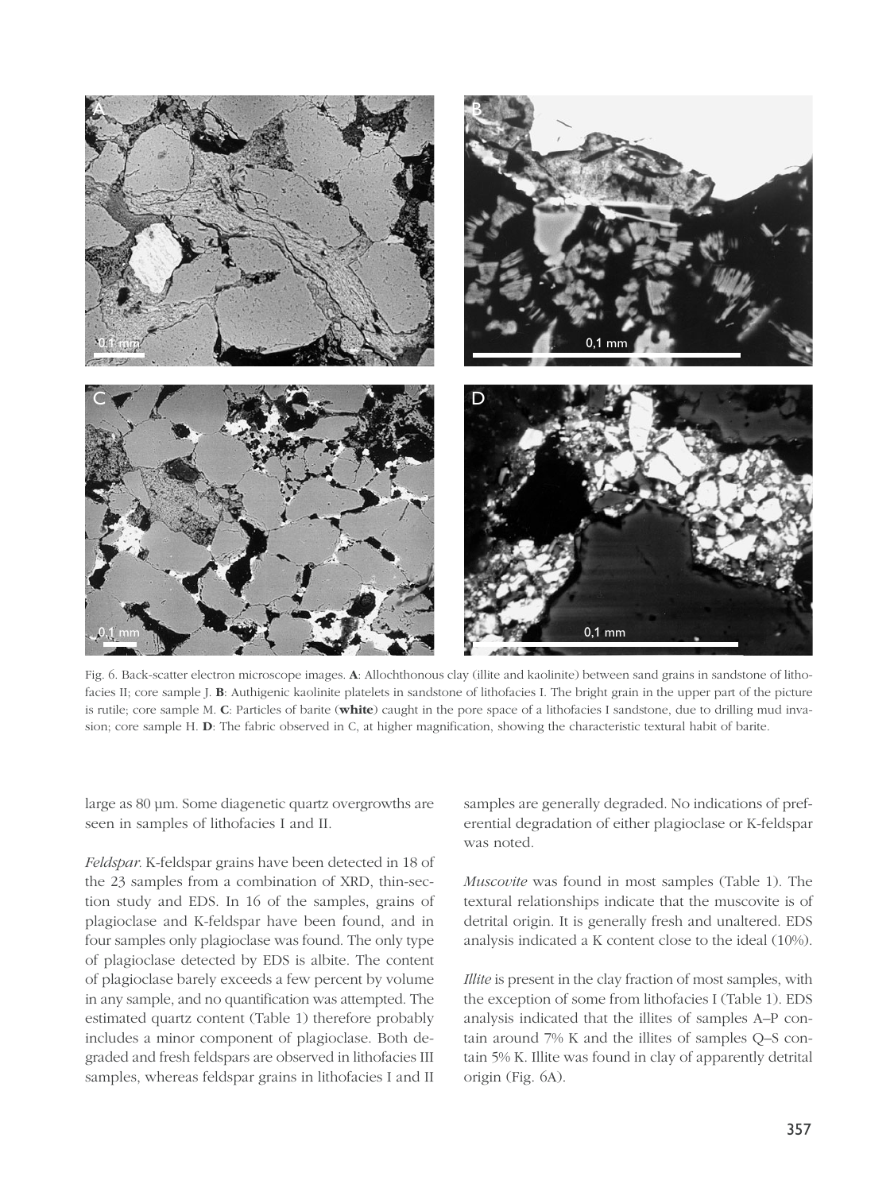Fig. 6. Back-scatter electron microscope images. **A**: Allochthonous clay (illite and kaolinite) between sand grains in sandstone of lithofacies II; core sample J. **B**: Authigenic kaolinite platelets in sandstone of lithofacies I. The bright grain in the upper part of the picture is rutile; core sample M. **C**: Particles of barite (**white**) caught in the pore space of a lithofacies I sandstone, due to drilling mud invasion; core sample H. **D**: The fabric observed in C, at higher magnification, showing the characteristic textural habit of barite.

large as 80 µm. Some diagenetic quartz overgrowths are seen in samples of lithofacies I and II.

*Feldspar*. K-feldspar grains have been detected in 18 of the 23 samples from a combination of XRD, thin-section study and EDS. In 16 of the samples, grains of plagioclase and K-feldspar have been found, and in four samples only plagioclase was found. The only type of plagioclase detected by EDS is albite. The content of plagioclase barely exceeds a few percent by volume in any sample, and no quantification was attempted. The estimated quartz content (Table 1) therefore probably includes a minor component of plagioclase. Both degraded and fresh feldspars are observed in lithofacies III samples, whereas feldspar grains in lithofacies I and II samples are generally degraded. No indications of preferential degradation of either plagioclase or K-feldspar was noted.

*Muscovite* was found in most samples (Table 1). The textural relationships indicate that the muscovite is of detrital origin. It is generally fresh and unaltered. EDS analysis indicated a K content close to the ideal (10%).

*Illite* is present in the clay fraction of most samples, with the exception of some from lithofacies I (Table 1). EDS analysis indicated that the illites of samples A–P contain around 7% K and the illites of samples Q–S contain 5% K. Illite was found in clay of apparently detrital origin (Fig. 6A).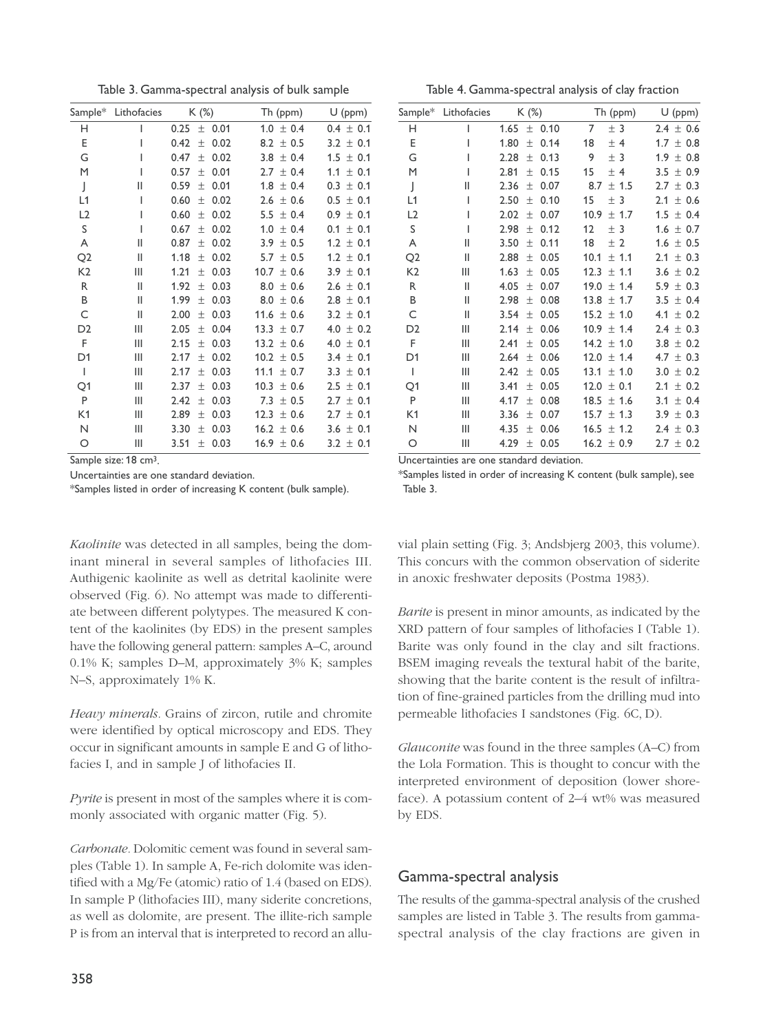Table 3. Gamma-spectral analysis of bulk sample

| Sample* | Lithofacies | K (%) | Th (ppm) | U (ppm) |
|---|---|---|---|---|
| H | I | 0.25 ± 0.01 | 1.0 ± 0.4 | 0.4 ± 0.1 |
| E | I | 0.42 ± 0.02 | 8.2 ± 0.5 | 3.2 ± 0.1 |
| G | I | 0.47 ± 0.02 | 3.8 ± 0.4 | 1.5 ± 0.1 |
| M | I | 0.57 ± 0.01 | 2.7 ± 0.4 | 1.1 ± 0.1 |
| J | II | 0.59 ± 0.01 | 1.8 ± 0.4 | 0.3 ± 0.1 |
| L1 | I | 0.60 ± 0.02 | 2.6 ± 0.6 | 0.5 ± 0.1 |
| L2 | I | 0.60 ± 0.02 | 5.5 ± 0.4 | 0.9 ± 0.1 |
| S | I | 0.67 ± 0.02 | 1.0 ± 0.4 | 0.1 ± 0.1 |
| A | II | 0.87 ± 0.02 | 3.9 ± 0.5 | 1.2 ± 0.1 |
| Q2 | II | 1.18 ± 0.02 | 5.7 ± 0.5 | 1.2 ± 0.1 |
| K2 | III | 1.21 ± 0.03 | 10.7 ± 0.6 | 3.9 ± 0.1 |
| R | II | 1.92 ± 0.03 | 8.0 ± 0.6 | 2.6 ± 0.1 |
| B | II | 1.99 ± 0.03 | 8.0 ± 0.6 | 2.8 ± 0.1 |
| C | II | 2.00 ± 0.03 | 11.6 ± 0.6 | 3.2 ± 0.1 |
| D2 | III | 2.05 ± 0.04 | 13.3 ± 0.7 | 4.0 ± 0.2 |
| F | III | 2.15 ± 0.03 | 13.2 ± 0.6 | 4.0 ± 0.1 |
| D1 | III | 2.17 ± 0.02 | 10.2 ± 0.5 | 3.4 ± 0.1 |
| I | III | 2.17 ± 0.03 | 11.1 ± 0.7 | 3.3 ± 0.1 |
| Q1 | III | 2.37 ± 0.03 | 10.3 ± 0.6 | 2.5 ± 0.1 |
| P | III | 2.42 ± 0.03 | 7.3 ± 0.5 | 2.7 ± 0.1 |
| K1 | III | 2.89 ± 0.03 | 12.3 ± 0.6 | 2.7 ± 0.1 |
| N | III | 3.30 ± 0.03 | 16.2 ± 0.6 | 3.6 ± 0.1 |
| O | III | 3.51 ± 0.03 | 16.9 ± 0.6 | 3.2 ± 0.1 |

Sample size: 18 cm³.

Uncertainties are one standard deviation.

*Samples listed in order of increasing K content (bulk sample).

Table 4. Gamma-spectral analysis of clay fraction

| Sample* | Lithofacies | K (%) | Th (ppm) | U (ppm) |
|---|---|---|---|---|
| H | I | 1.65 ± 0.10 | 7 ± 3 | 2.4 ± 0.6 |
| E | I | 1.80 ± 0.14 | 18 ± 4 | 1.7 ± 0.8 |
| G | I | 2.28 ± 0.13 | 9 ± 3 | 1.9 ± 0.8 |
| M | I | 2.81 ± 0.15 | 15 ± 4 | 3.5 ± 0.9 |
| J | II | 2.36 ± 0.07 | 8.7 ± 1.5 | 2.7 ± 0.3 |
| L1 | I | 2.50 ± 0.10 | 15 ± 3 | 2.1 ± 0.6 |
| L2 | I | 2.02 ± 0.07 | 10.9 ± 1.7 | 1.5 ± 0.4 |
| S | I | 2.98 ± 0.12 | 12 ± 3 | 1.6 ± 0.7 |
| A | II | 3.50 ± 0.11 | 18 ± 2 | 1.6 ± 0.5 |
| Q2 | II | 2.88 ± 0.05 | 10.1 ± 1.1 | 2.1 ± 0.3 |
| K2 | III | 1.63 ± 0.05 | 12.3 ± 1.1 | 3.6 ± 0.2 |
| R | II | 4.05 ± 0.07 | 19.0 ± 1.4 | 5.9 ± 0.3 |
| B | II | 2.98 ± 0.08 | 13.8 ± 1.7 | 3.5 ± 0.4 |
| C | II | 3.54 ± 0.05 | 15.2 ± 1.0 | 4.1 ± 0.2 |
| D2 | III | 2.14 ± 0.06 | 10.9 ± 1.4 | 2.4 ± 0.3 |
| F | III | 2.41 ± 0.05 | 14.2 ± 1.0 | 3.8 ± 0.2 |
| D1 | III | 2.64 ± 0.06 | 12.0 ± 1.4 | 4.7 ± 0.3 |
| I | III | 2.42 ± 0.05 | 13.1 ± 1.0 | 3.0 ± 0.2 |
| Q1 | III | 3.41 ± 0.05 | 12.0 ± 0.1 | 2.1 ± 0.2 |
| P | III | 4.17 ± 0.08 | 18.5 ± 1.6 | 3.1 ± 0.4 |
| K1 | III | 3.36 ± 0.07 | 15.7 ± 1.3 | 3.9 ± 0.3 |
| N | III | 4.35 ± 0.06 | 16.5 ± 1.2 | 2.4 ± 0.3 |
| O | III | 4.29 ± 0.05 | 16.2 ± 0.9 | 2.7 ± 0.2 |

Uncertainties are one standard deviation.

*Samples listed in order of increasing K content (bulk sample), see Table 3.

*Kaolinite* was detected in all samples, being the dominant mineral in several samples of lithofacies III. Authigenic kaolinite as well as detrital kaolinite were observed (Fig. 6). No attempt was made to differentiate between different polytypes. The measured K content of the kaolinites (by EDS) in the present samples have the following general pattern: samples A–C, around 0.1% K; samples D–M, approximately 3% K; samples N–S, approximately 1% K.

*Heavy minerals*. Grains of zircon, rutile and chromite were identified by optical microscopy and EDS. They occur in significant amounts in sample E and G of lithofacies I, and in sample J of lithofacies II.

*Pyrite* is present in most of the samples where it is commonly associated with organic matter (Fig. 5).

*Carbonate*. Dolomitic cement was found in several samples (Table 1). In sample A, Fe-rich dolomite was identified with a Mg/Fe (atomic) ratio of 1.4 (based on EDS). In sample P (lithofacies III), many siderite concretions, as well as dolomite, are present. The illite-rich sample P is from an interval that is interpreted to record an alluvial plain setting (Fig. 3; Andsbjerg 2003, this volume). This concurs with the common observation of siderite in anoxic freshwater deposits (Postma 1983).

*Barite* is present in minor amounts, as indicated by the XRD pattern of four samples of lithofacies I (Table 1). Barite was only found in the clay and silt fractions. BSEM imaging reveals the textural habit of the barite, showing that the barite content is the result of infiltration of fine-grained particles from the drilling mud into permeable lithofacies I sandstones (Fig. 6C, D).

*Glauconite* was found in the three samples (A–C) from the Lola Formation. This is thought to concur with the interpreted environment of deposition (lower shoreface). A potassium content of 2–4 wt% was measured by EDS.

## Gamma-spectral analysis

The results of the gamma-spectral analysis of the crushed samples are listed in Table 3. The results from gamma-spectral analysis of the clay fractions are given in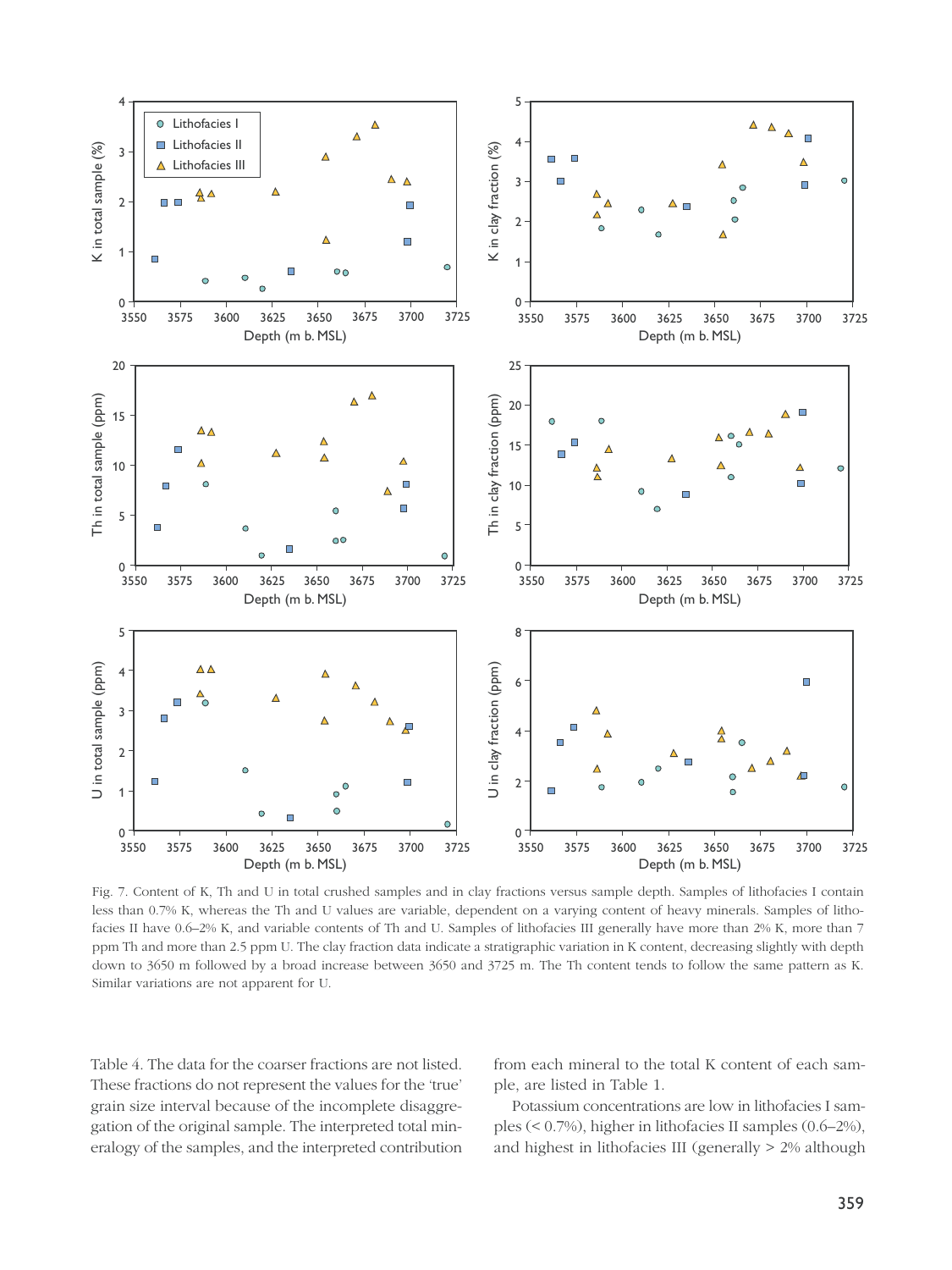Fig. 7. Content of K, Th and U in total crushed samples and in clay fractions versus sample depth. Samples of lithofacies I contain less than 0.7% K, whereas the Th and U values are variable, dependent on a varying content of heavy minerals. Samples of lithofacies II have 0.6–2% K, and variable contents of Th and U. Samples of lithofacies III generally have more than 2% K, more than 7 ppm Th and more than 2.5 ppm U. The clay fraction data indicate a stratigraphic variation in K content, decreasing slightly with depth down to 3650 m followed by a broad increase between 3650 and 3725 m. The Th content tends to follow the same pattern as K. Similar variations are not apparent for U.

Table 4. The data for the coarser fractions are not listed. These fractions do not represent the values for the 'true' grain size interval because of the incomplete disaggregation of the original sample. The interpreted total mineralogy of the samples, and the interpreted contribution from each mineral to the total K content of each sample, are listed in Table 1.

Potassium concentrations are low in lithofacies I samples (< 0.7%), higher in lithofacies II samples (0.6–2%), and highest in lithofacies III (generally > 2% although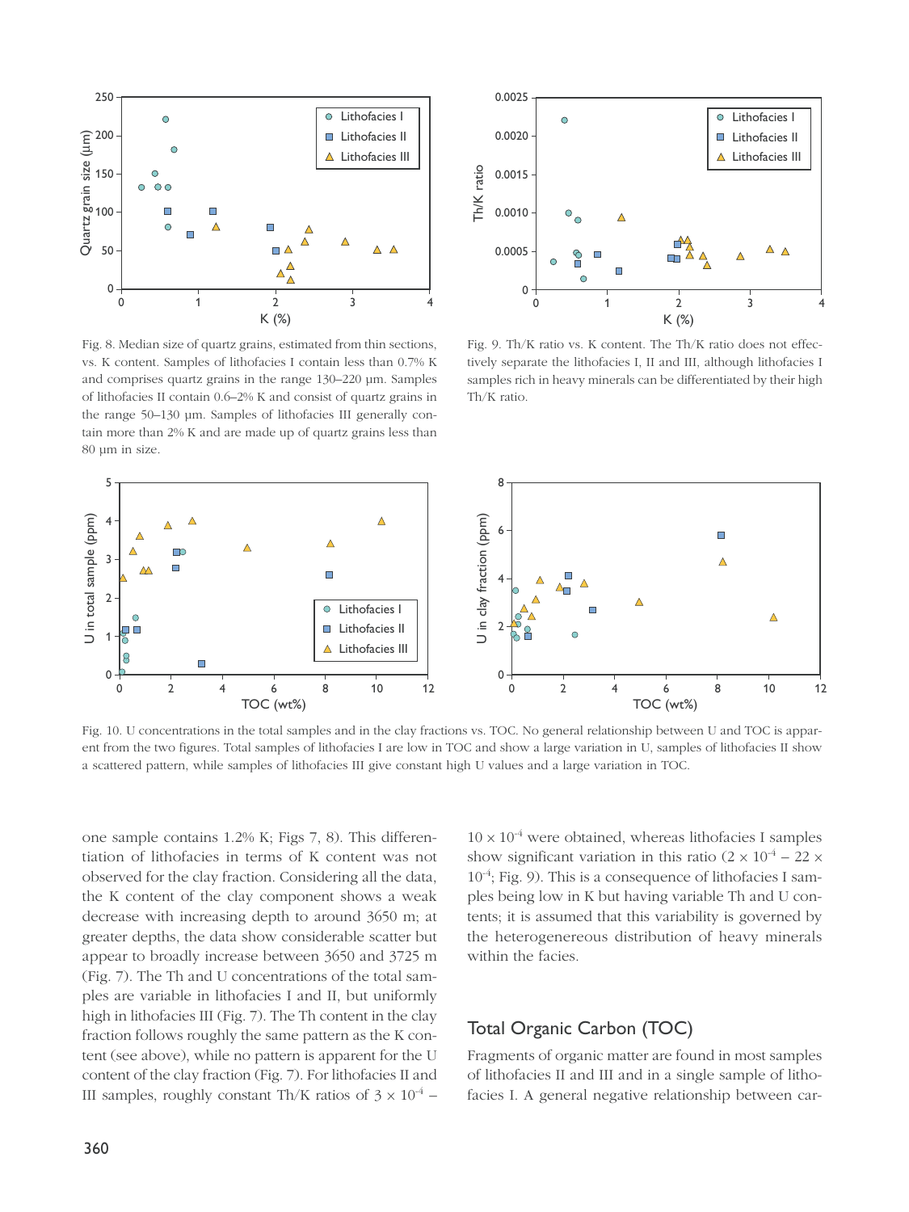Fig. 8. Median size of quartz grains, estimated from thin sections, vs. K content. Samples of lithofacies I contain less than 0.7% K and comprises quartz grains in the range 130–220 µm. Samples of lithofacies II contain 0.6–2% K and consist of quartz grains in the range 50–130 µm. Samples of lithofacies III generally contain more than 2% K and are made up of quartz grains less than 80 µm in size.

Fig. 9. Th/K ratio vs. K content. The Th/K ratio does not effectively separate the lithofacies I, II and III, although lithofacies I samples rich in heavy minerals can be differentiated by their high Th/K ratio.

Fig. 10. U concentrations in the total samples and in the clay fractions vs. TOC. No general relationship between U and TOC is apparent from the two figures. Total samples of lithofacies I are low in TOC and show a large variation in U, samples of lithofacies II show a scattered pattern, while samples of lithofacies III give constant high U values and a large variation in TOC.

one sample contains 1.2% K; Figs 7, 8). This differentiation of lithofacies in terms of K content was not observed for the clay fraction. Considering all the data, the K content of the clay component shows a weak decrease with increasing depth to around 3650 m; at greater depths, the data show considerable scatter but appear to broadly increase between 3650 and 3725 m (Fig. 7). The Th and U concentrations of the total samples are variable in lithofacies I and II, but uniformly high in lithofacies III (Fig. 7). The Th content in the clay fraction follows roughly the same pattern as the K content (see above), while no pattern is apparent for the U content of the clay fraction (Fig. 7). For lithofacies II and III samples, roughly constant Th/K ratios of $3 \times 10^{-4}$ – $10 \times 10^{-4}$ were obtained, whereas lithofacies I samples show significant variation in this ratio ($2 \times 10^{-4}$ – $22 \times 10^{-4}$; Fig. 9). This is a consequence of lithofacies I samples being low in K but having variable Th and U contents; it is assumed that this variability is governed by the heterogenereous distribution of heavy minerals within the facies.

## Total Organic Carbon (TOC)

Fragments of organic matter are found in most samples of lithofacies II and III and in a single sample of lithofacies I. A general negative relationship between car-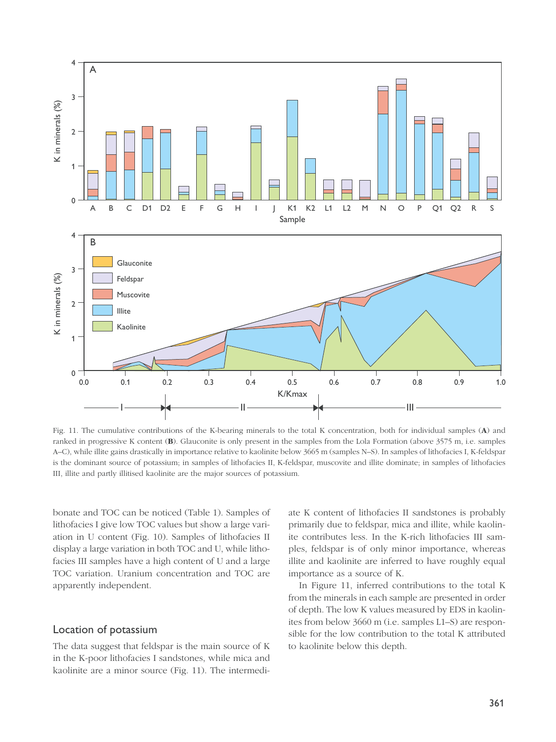Fig. 11. The cumulative contributions of the K-bearing minerals to the total K concentration, both for individual samples (**A**) and ranked in progressive K content (**B**). Glauconite is only present in the samples from the Lola Formation (above 3575 m, i.e. samples A–C), while illite gains drastically in importance relative to kaolinite below 3665 m (samples N–S). In samples of lithofacies I, K-feldspar is the dominant source of potassium; in samples of lithofacies II, K-feldspar, muscovite and illite dominate; in samples of lithofacies III, illite and partly illitised kaolinite are the major sources of potassium.

bonate and TOC can be noticed (Table 1). Samples of lithofacies I give low TOC values but show a large variation in U content (Fig. 10). Samples of lithofacies II display a large variation in both TOC and U, while lithofacies III samples have a high content of U and a large TOC variation. Uranium concentration and TOC are apparently independent.

## Location of potassium

The data suggest that feldspar is the main source of K in the K-poor lithofacies I sandstones, while mica and kaolinite are a minor source (Fig. 11). The intermediate K content of lithofacies II sandstones is probably primarily due to feldspar, mica and illite, while kaolinite contributes less. In the K-rich lithofacies III samples, feldspar is of only minor importance, whereas illite and kaolinite are inferred to have roughly equal importance as a source of K.

In Figure 11, inferred contributions to the total K from the minerals in each sample are presented in order of depth. The low K values measured by EDS in kaolinites from below 3660 m (i.e. samples L1–S) are responsible for the low contribution to the total K attributed to kaolinite below this depth.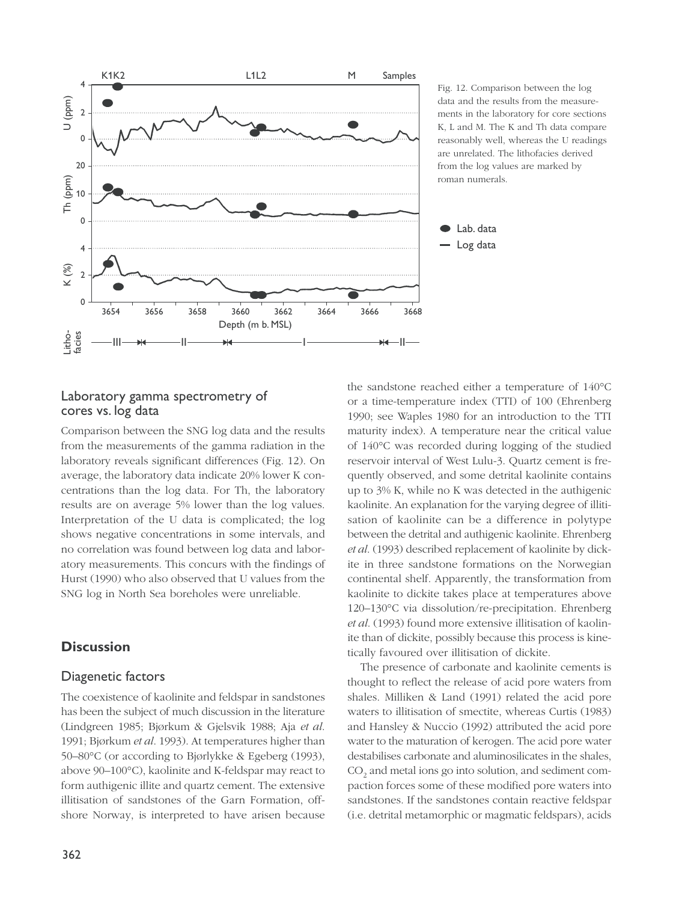Fig. 12. Comparison between the log data and the results from the measurements in the laboratory for core sections K, L and M. The K and Th data compare reasonably well, whereas the U readings are unrelated. The lithofacies derived from the log values are marked by roman numerals.

## Laboratory gamma spectrometry of cores vs. log data

Comparison between the SNG log data and the results from the measurements of the gamma radiation in the laboratory reveals significant differences (Fig. 12). On average, the laboratory data indicate 20% lower K concentrations than the log data. For Th, the laboratory results are on average 5% lower than the log values. Interpretation of the U data is complicated; the log shows negative concentrations in some intervals, and no correlation was found between log data and laboratory measurements. This concurs with the findings of Hurst (1990) who also observed that U values from the SNG log in North Sea boreholes were unreliable.

# Discussion

## Diagenetic factors

The coexistence of kaolinite and feldspar in sandstones has been the subject of much discussion in the literature (Lindgreen 1985; Bjørkum & Gjelsvik 1988; Aja *et al.* 1991; Bjørkum *et al.* 1993). At temperatures higher than 50–80°C (or according to Bjørlykke & Egeberg (1993), above 90–100°C), kaolinite and K-feldspar may react to form authigenic illite and quartz cement. The extensive illitisation of sandstones of the Garn Formation, offshore Norway, is interpreted to have arisen because the sandstone reached either a temperature of 140°C or a time-temperature index (TTI) of 100 (Ehrenberg 1990; see Waples 1980 for an introduction to the TTI maturity index). A temperature near the critical value of 140°C was recorded during logging of the studied reservoir interval of West Lulu-3. Quartz cement is frequently observed, and some detrital kaolinite contains up to 3% K, while no K was detected in the authigenic kaolinite. An explanation for the varying degree of illitisation of kaolinite can be a difference in polytype between the detrital and authigenic kaolinite. Ehrenberg *et al.* (1993) described replacement of kaolinite by dickite in three sandstone formations on the Norwegian continental shelf. Apparently, the transformation from kaolinite to dickite takes place at temperatures above 120–130°C via dissolution/re-precipitation. Ehrenberg *et al.* (1993) found more extensive illitisation of kaolinite than of dickite, possibly because this process is kinetically favoured over illitisation of dickite.

The presence of carbonate and kaolinite cements is thought to reflect the release of acid pore waters from shales. Milliken & Land (1991) related the acid pore waters to illitisation of smectite, whereas Curtis (1983) and Hansley & Nuccio (1992) attributed the acid pore water to the maturation of kerogen. The acid pore water destabilises carbonate and aluminosilicates in the shales, $CO_2$ and metal ions go into solution, and sediment compaction forces some of these modified pore waters into sandstones. If the sandstones contain reactive feldspar (i.e. detrital metamorphic or magmatic feldspars), acids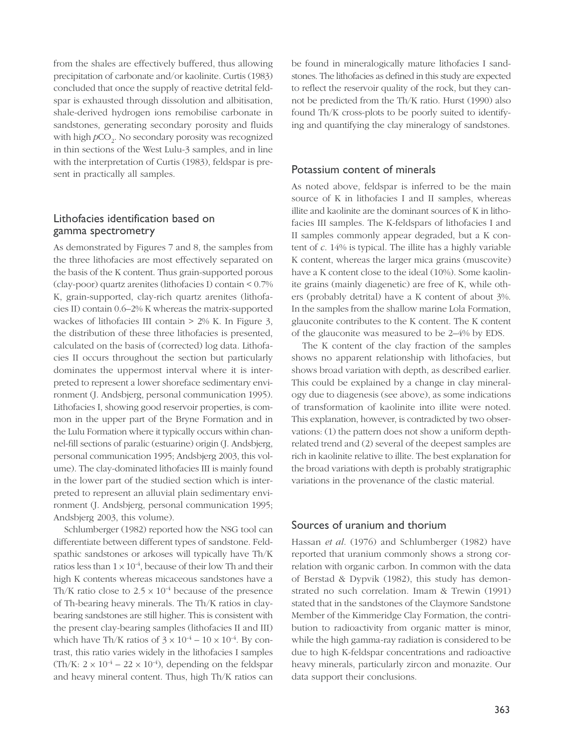from the shales are effectively buffered, thus allowing precipitation of carbonate and/or kaolinite. Curtis (1983) concluded that once the supply of reactive detrital feldspar is exhausted through dissolution and albitisation, shale-derived hydrogen ions remobilise carbonate in sandstones, generating secondary porosity and fluids with high $pCO_2$. No secondary porosity was recognized in thin sections of the West Lulu-3 samples, and in line with the interpretation of Curtis (1983), feldspar is present in practically all samples.

## Lithofacies identification based on gamma spectrometry

As demonstrated by Figures 7 and 8, the samples from the three lithofacies are most effectively separated on the basis of the K content. Thus grain-supported porous (clay-poor) quartz arenites (lithofacies I) contain < 0.7% K, grain-supported, clay-rich quartz arenites (lithofacies II) contain 0.6–2% K whereas the matrix-supported wackes of lithofacies III contain > 2% K. In Figure 3, the distribution of these three lithofacies is presented, calculated on the basis of (corrected) log data. Lithofacies II occurs throughout the section but particularly dominates the uppermost interval where it is interpreted to represent a lower shoreface sedimentary environment (J. Andsbjerg, personal communication 1995). Lithofacies I, showing good reservoir properties, is common in the upper part of the Bryne Formation and in the Lulu Formation where it typically occurs within channel-fill sections of paralic (estuarine) origin (J. Andsbjerg, personal communication 1995; Andsbjerg 2003, this volume). The clay-dominated lithofacies III is mainly found in the lower part of the studied section which is interpreted to represent an alluvial plain sedimentary environment (J. Andsbjerg, personal communication 1995; Andsbjerg 2003, this volume).

Schlumberger (1982) reported how the NSG tool can differentiate between different types of sandstone. Feldspathic sandstones or arkoses will typically have Th/K ratios less than $1 \times 10^{-4}$, because of their low Th and their high K contents whereas micaceous sandstones have a Th/K ratio close to $2.5 \times 10^{-4}$ because of the presence of Th-bearing heavy minerals. The Th/K ratios in clay-bearing sandstones are still higher. This is consistent with the present clay-bearing samples (lithofacies II and III) which have Th/K ratios of $3 \times 10^{-4}$ – $10 \times 10^{-4}$. By contrast, this ratio varies widely in the lithofacies I samples (Th/K: $2 \times 10^{-4}$ – $22 \times 10^{-4}$), depending on the feldspar and heavy mineral content. Thus, high Th/K ratios can be found in mineralogically mature lithofacies I sandstones. The lithofacies as defined in this study are expected to reflect the reservoir quality of the rock, but they cannot be predicted from the Th/K ratio. Hurst (1990) also found Th/K cross-plots to be poorly suited to identifying and quantifying the clay mineralogy of sandstones.

## Potassium content of minerals

As noted above, feldspar is inferred to be the main source of K in lithofacies I and II samples, whereas illite and kaolinite are the dominant sources of K in lithofacies III samples. The K-feldspars of lithofacies I and II samples commonly appear degraded, but a K content of *c.* 14% is typical. The illite has a highly variable K content, whereas the larger mica grains (muscovite) have a K content close to the ideal (10%). Some kaolinite grains (mainly diagenetic) are free of K, while others (probably detrital) have a K content of about 3%. In the samples from the shallow marine Lola Formation, glauconite contributes to the K content. The K content of the glauconite was measured to be 2–4% by EDS.

The K content of the clay fraction of the samples shows no apparent relationship with lithofacies, but shows broad variation with depth, as described earlier. This could be explained by a change in clay mineralogy due to diagenesis (see above), as some indications of transformation of kaolinite into illite were noted. This explanation, however, is contradicted by two observations: (1) the pattern does not show a uniform depth-related trend and (2) several of the deepest samples are rich in kaolinite relative to illite. The best explanation for the broad variations with depth is probably stratigraphic variations in the provenance of the clastic material.

## Sources of uranium and thorium

Hassan *et al.* (1976) and Schlumberger (1982) have reported that uranium commonly shows a strong correlation with organic carbon. In common with the data of Berstad & Dypvik (1982), this study has demonstrated no such correlation. Imam & Trewin (1991) stated that in the sandstones of the Claymore Sandstone Member of the Kimmeridge Clay Formation, the contribution to radioactivity from organic matter is minor, while the high gamma-ray radiation is considered to be due to high K-feldspar concentrations and radioactive heavy minerals, particularly zircon and monazite. Our data support their conclusions.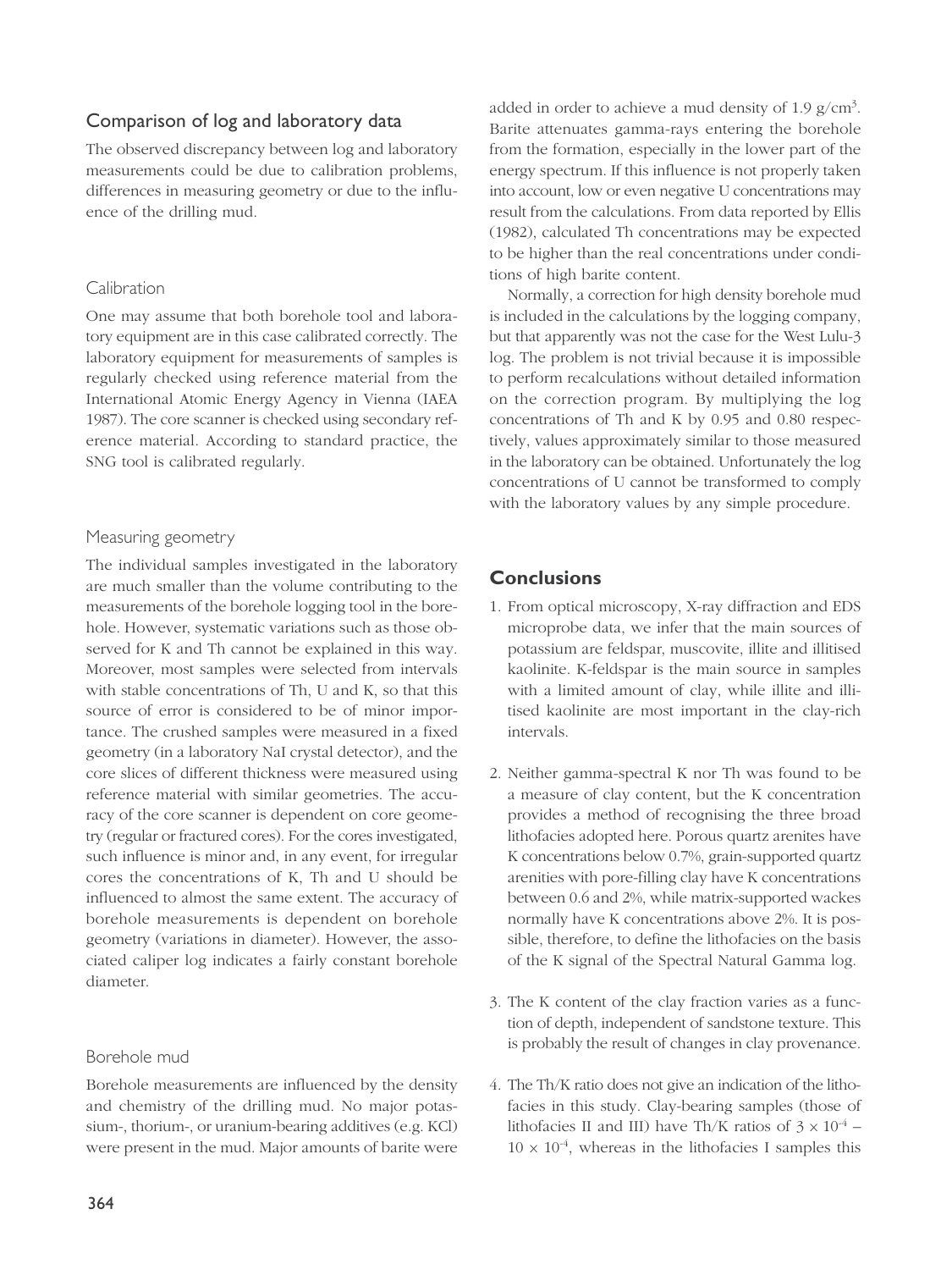## Comparison of log and laboratory data

The observed discrepancy between log and laboratory measurements could be due to calibration problems, differences in measuring geometry or due to the influence of the drilling mud.

### Calibration

One may assume that both borehole tool and laboratory equipment are in this case calibrated correctly. The laboratory equipment for measurements of samples is regularly checked using reference material from the International Atomic Energy Agency in Vienna (IAEA 1987). The core scanner is checked using secondary reference material. According to standard practice, the SNG tool is calibrated regularly.

### Measuring geometry

The individual samples investigated in the laboratory are much smaller than the volume contributing to the measurements of the borehole logging tool in the borehole. However, systematic variations such as those observed for K and Th cannot be explained in this way. Moreover, most samples were selected from intervals with stable concentrations of Th, U and K, so that this source of error is considered to be of minor importance. The crushed samples were measured in a fixed geometry (in a laboratory NaI crystal detector), and the core slices of different thickness were measured using reference material with similar geometries. The accuracy of the core scanner is dependent on core geometry (regular or fractured cores). For the cores investigated, such influence is minor and, in any event, for irregular cores the concentrations of K, Th and U should be influenced to almost the same extent. The accuracy of borehole measurements is dependent on borehole geometry (variations in diameter). However, the associated caliper log indicates a fairly constant borehole diameter.

### Borehole mud

Borehole measurements are influenced by the density and chemistry of the drilling mud. No major potassium-, thorium-, or uranium-bearing additives (e.g. KCl) were present in the mud. Major amounts of barite were added in order to achieve a mud density of 1.9 g/cm$^3$. Barite attenuates gamma-rays entering the borehole from the formation, especially in the lower part of the energy spectrum. If this influence is not properly taken into account, low or even negative U concentrations may result from the calculations. From data reported by Ellis (1982), calculated Th concentrations may be expected to be higher than the real concentrations under conditions of high barite content.

Normally, a correction for high density borehole mud is included in the calculations by the logging company, but that apparently was not the case for the West Lulu-3 log. The problem is not trivial because it is impossible to perform recalculations without detailed information on the correction program. By multiplying the log concentrations of Th and K by 0.95 and 0.80 respectively, values approximately similar to those measured in the laboratory can be obtained. Unfortunately the log concentrations of U cannot be transformed to comply with the laboratory values by any simple procedure.

## Conclusions

1. From optical microscopy, X-ray diffraction and EDS microprobe data, we infer that the main sources of potassium are feldspar, muscovite, illite and illitised kaolinite. K-feldspar is the main source in samples with a limited amount of clay, while illite and illitised kaolinite are most important in the clay-rich intervals.

2. Neither gamma-spectral K nor Th was found to be a measure of clay content, but the K concentration provides a method of recognising the three broad lithofacies adopted here. Porous quartz arenites have K concentrations below 0.7%, grain-supported quartz arenities with pore-filling clay have K concentrations between 0.6 and 2%, while matrix-supported wackes normally have K concentrations above 2%. It is possible, therefore, to define the lithofacies on the basis of the K signal of the Spectral Natural Gamma log.

3. The K content of the clay fraction varies as a function of depth, independent of sandstone texture. This is probably the result of changes in clay provenance.

4. The Th/K ratio does not give an indication of the lithofacies in this study. Clay-bearing samples (those of lithofacies II and III) have Th/K ratios of $3 \times 10^{-4}$ – $10 \times 10^{-4}$, whereas in the lithofacies I samples this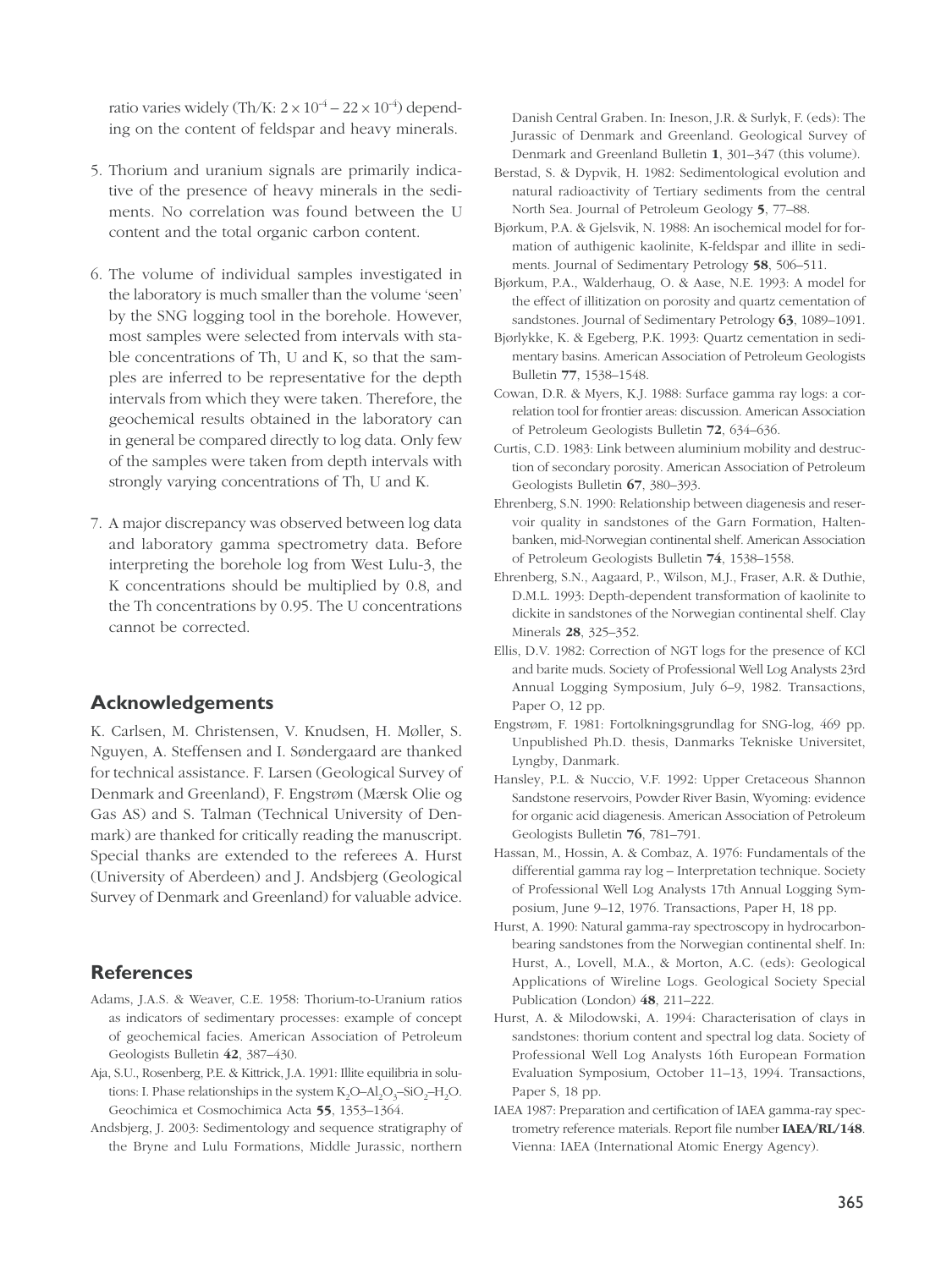ratio varies widely (Th/K: $2 \times 10^{-4} - 22 \times 10^{-4}$) depending on the content of feldspar and heavy minerals.

5. Thorium and uranium signals are primarily indicative of the presence of heavy minerals in the sediments. No correlation was found between the U content and the total organic carbon content.

6. The volume of individual samples investigated in the laboratory is much smaller than the volume 'seen' by the SNG logging tool in the borehole. However, most samples were selected from intervals with stable concentrations of Th, U and K, so that the samples are inferred to be representative for the depth intervals from which they were taken. Therefore, the geochemical results obtained in the laboratory can in general be compared directly to log data. Only few of the samples were taken from depth intervals with strongly varying concentrations of Th, U and K.

7. A major discrepancy was observed between log data and laboratory gamma spectrometry data. Before interpreting the borehole log from West Lulu-3, the K concentrations should be multiplied by 0.8, and the Th concentrations by 0.95. The U concentrations cannot be corrected.

## Acknowledgements

K. Carlsen, M. Christensen, V. Knudsen, H. Møller, S. Nguyen, A. Steffensen and I. Søndergaard are thanked for technical assistance. F. Larsen (Geological Survey of Denmark and Greenland), F. Engstrøm (Mærsk Olie og Gas AS) and S. Talman (Technical University of Denmark) are thanked for critically reading the manuscript. Special thanks are extended to the referees A. Hurst (University of Aberdeen) and J. Andsbjerg (Geological Survey of Denmark and Greenland) for valuable advice.

## References

Adams, J.A.S. & Weaver, C.E. 1958: Thorium-to-Uranium ratios as indicators of sedimentary processes: example of concept of geochemical facies. American Association of Petroleum Geologists Bulletin **42**, 387–430.

Aja, S.U., Rosenberg, P.E. & Kittrick, J.A. 1991: Illite equilibria in solutions: I. Phase relationships in the system $K_2O$–$Al_2O_3$–$SiO_2$–$H_2O$. Geochimica et Cosmochimica Acta **55**, 1353–1364.

Andsbjerg, J. 2003: Sedimentology and sequence stratigraphy of the Bryne and Lulu Formations, Middle Jurassic, northern Danish Central Graben. In: Ineson, J.R. & Surlyk, F. (eds): The Jurassic of Denmark and Greenland. Geological Survey of Denmark and Greenland Bulletin **1**, 301–347 (this volume).

Berstad, S. & Dypvik, H. 1982: Sedimentological evolution and natural radioactivity of Tertiary sediments from the central North Sea. Journal of Petroleum Geology **5**, 77–88.

Bjørkum, P.A. & Gjelsvik, N. 1988: An isochemical model for formation of authigenic kaolinite, K-feldspar and illite in sediments. Journal of Sedimentary Petrology **58**, 506–511.

Bjørkum, P.A., Walderhaug, O. & Aase, N.E. 1993: A model for the effect of illitization on porosity and quartz cementation of sandstones. Journal of Sedimentary Petrology **63**, 1089–1091.

Bjørlykke, K. & Egeberg, P.K. 1993: Quartz cementation in sedimentary basins. American Association of Petroleum Geologists Bulletin **77**, 1538–1548.

Cowan, D.R. & Myers, K.J. 1988: Surface gamma ray logs: a correlation tool for frontier areas: discussion. American Association of Petroleum Geologists Bulletin **72**, 634–636.

Curtis, C.D. 1983: Link between aluminium mobility and destruction of secondary porosity. American Association of Petroleum Geologists Bulletin **67**, 380–393.

Ehrenberg, S.N. 1990: Relationship between diagenesis and reservoir quality in sandstones of the Garn Formation, Haltenbanken, mid-Norwegian continental shelf. American Association of Petroleum Geologists Bulletin **74**, 1538–1558.

Ehrenberg, S.N., Aagaard, P., Wilson, M.J., Fraser, A.R. & Duthie, D.M.L. 1993: Depth-dependent transformation of kaolinite to dickite in sandstones of the Norwegian continental shelf. Clay Minerals **28**, 325–352.

Ellis, D.V. 1982: Correction of NGT logs for the presence of KCl and barite muds. Society of Professional Well Log Analysts 23rd Annual Logging Symposium, July 6–9, 1982. Transactions, Paper O, 12 pp.

Engstrøm, F. 1981: Fortolkningsgrundlag for SNG-log, 469 pp. Unpublished Ph.D. thesis, Danmarks Tekniske Universitet, Lyngby, Danmark.

Hansley, P.L. & Nuccio, V.F. 1992: Upper Cretaceous Shannon Sandstone reservoirs, Powder River Basin, Wyoming: evidence for organic acid diagenesis. American Association of Petroleum Geologists Bulletin **76**, 781–791.

Hassan, M., Hossin, A. & Combaz, A. 1976: Fundamentals of the differential gamma ray log – Interpretation technique. Society of Professional Well Log Analysts 17th Annual Logging Symposium, June 9–12, 1976. Transactions, Paper H, 18 pp.

Hurst, A. 1990: Natural gamma-ray spectroscopy in hydrocarbon-bearing sandstones from the Norwegian continental shelf. In: Hurst, A., Lovell, M.A., & Morton, A.C. (eds): Geological Applications of Wireline Logs. Geological Society Special Publication (London) **48**, 211–222.

Hurst, A. & Milodowski, A. 1994: Characterisation of clays in sandstones: thorium content and spectral log data. Society of Professional Well Log Analysts 16th European Formation Evaluation Symposium, October 11–13, 1994. Transactions, Paper S, 18 pp.

IAEA 1987: Preparation and certification of IAEA gamma-ray spectrometry reference materials. Report file number **IAEA/RL/148**. Vienna: IAEA (International Atomic Energy Agency).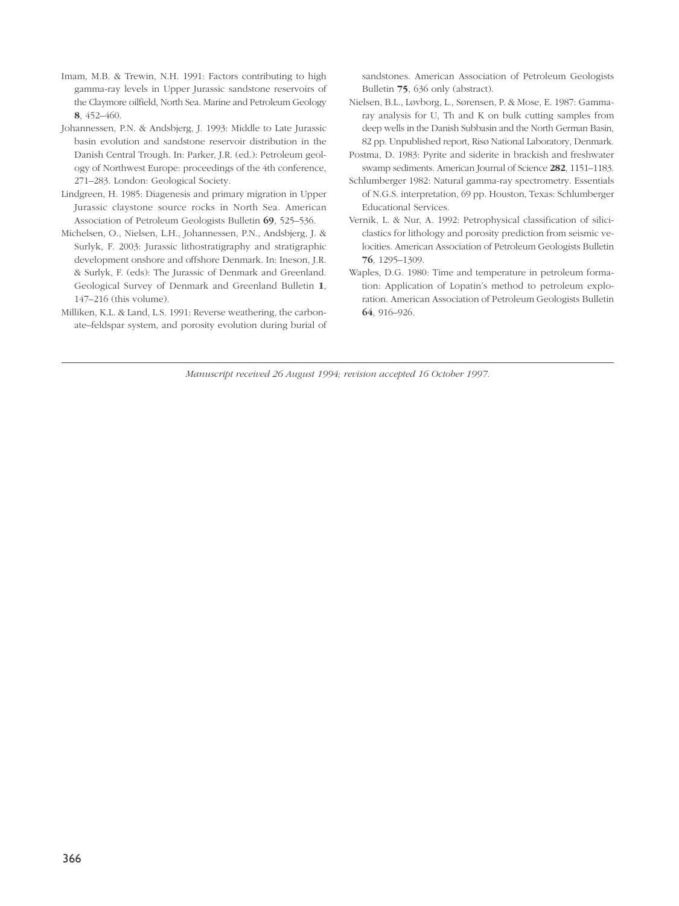Imam, M.B. & Trewin, N.H. 1991: Factors contributing to high gamma-ray levels in Upper Jurassic sandstone reservoirs of the Claymore oilfield, North Sea. Marine and Petroleum Geology **8**, 452–460.

Johannessen, P.N. & Andsbjerg, J. 1993: Middle to Late Jurassic basin evolution and sandstone reservoir distribution in the Danish Central Trough. In: Parker, J.R. (ed.): Petroleum geology of Northwest Europe: proceedings of the 4th conference, 271–283. London: Geological Society.

Lindgreen, H. 1985: Diagenesis and primary migration in Upper Jurassic claystone source rocks in North Sea. American Association of Petroleum Geologists Bulletin **69**, 525–536.

Michelsen, O., Nielsen, L.H., Johannessen, P.N., Andsbjerg, J. & Surlyk, F. 2003: Jurassic lithostratigraphy and stratigraphic development onshore and offshore Denmark. In: Ineson, J.R. & Surlyk, F. (eds): The Jurassic of Denmark and Greenland. Geological Survey of Denmark and Greenland Bulletin **1**, 147–216 (this volume).

Milliken, K.L. & Land, L.S. 1991: Reverse weathering, the carbonate–feldspar system, and porosity evolution during burial of sandstones. American Association of Petroleum Geologists Bulletin **75**, 636 only (abstract).

Nielsen, B.L., Løvborg, L., Sørensen, P. & Mose, E. 1987: Gamma-ray analysis for U, Th and K on bulk cutting samples from deep wells in the Danish Subbasin and the North German Basin, 82 pp. Unpublished report, Risø National Laboratory, Denmark.

Postma, D. 1983: Pyrite and siderite in brackish and freshwater swamp sediments. American Journal of Science **282**, 1151–1183.

Schlumberger 1982: Natural gamma-ray spectrometry. Essentials of N.G.S. interpretation, 69 pp. Houston, Texas: Schlumberger Educational Services.

Vernik, L. & Nur, A. 1992: Petrophysical classification of siliciclastics for lithology and porosity prediction from seismic velocities. American Association of Petroleum Geologists Bulletin **76**, 1295–1309.

Waples, D.G. 1980: Time and temperature in petroleum formation: Application of Lopatin's method to petroleum exploration. American Association of Petroleum Geologists Bulletin **64**, 916–926.

---

*Manuscript received 26 August 1994; revision accepted 16 October 1997.*